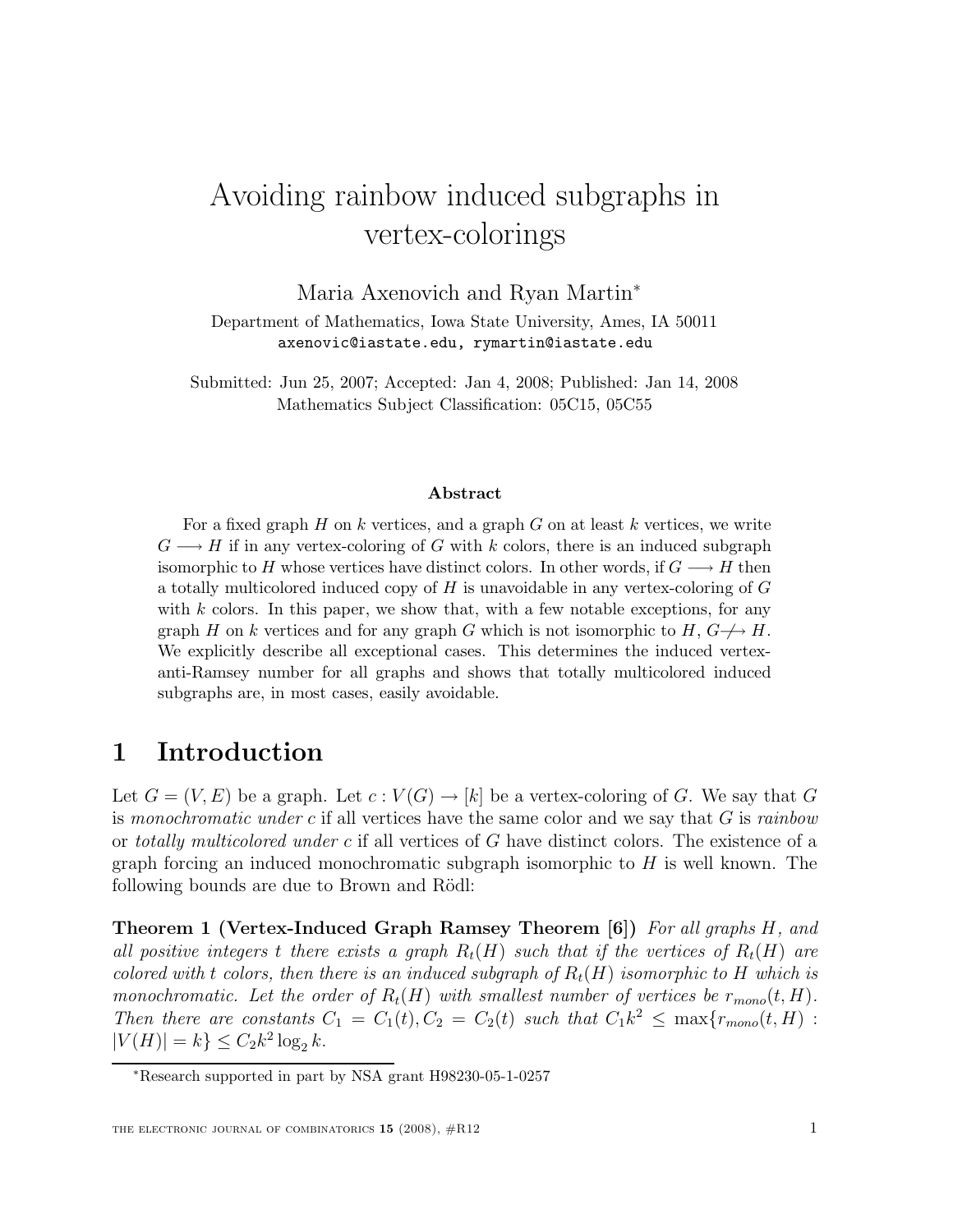# Avoiding rainbow induced subgraphs in vertex-colorings

Maria Axenovich and Ryan Martin*

Department of Mathematics, Iowa State University, Ames, IA 50011
axenovic@iastate.edu, rymartin@iastate.edu

Submitted: Jun 25, 2007; Accepted: Jan 4, 2008; Published: Jan 14, 2008
Mathematics Subject Classification: 05C15, 05C55

### Abstract

For a fixed graph $H$ on $k$ vertices, and a graph $G$ on at least $k$ vertices, we write $G \longrightarrow H$ if in any vertex-coloring of $G$ with $k$ colors, there is an induced subgraph isomorphic to $H$ whose vertices have distinct colors. In other words, if $G \longrightarrow H$ then a totally multicolored induced copy of $H$ is unavoidable in any vertex-coloring of $G$ with $k$ colors. In this paper, we show that, with a few notable exceptions, for any graph $H$ on $k$ vertices and for any graph $G$ which is not isomorphic to $H$, $G \not\longrightarrow H$. We explicitly describe all exceptional cases. This determines the induced vertex-anti-Ramsey number for all graphs and shows that totally multicolored induced subgraphs are, in most cases, easily avoidable.

## 1 Introduction

Let $G = (V, E)$ be a graph. Let $c : V(G) \to [k]$ be a vertex-coloring of $G$. We say that $G$ is *monochromatic under* $c$ if all vertices have the same color and we say that $G$ is *rainbow* or *totally multicolored under* $c$ if all vertices of $G$ have distinct colors. The existence of a graph forcing an induced monochromatic subgraph isomorphic to $H$ is well known. The following bounds are due to Brown and Rödl:

**Theorem 1 (Vertex-Induced Graph Ramsey Theorem [6])** *For all graphs $H$, and all positive integers $t$ there exists a graph $R_t(H)$ such that if the vertices of $R_t(H)$ are colored with $t$ colors, then there is an induced subgraph of $R_t(H)$ isomorphic to $H$ which is monochromatic. Let the order of $R_t(H)$ with smallest number of vertices be $r_{mono}(t, H)$. Then there are constants $C_1 = C_1(t), C_2 = C_2(t)$ such that $C_1 k^2 \leq \max\{r_{mono}(t, H) : |V(H)| = k\} \leq C_2 k^2 \log_2 k$.*

---

*Research supported in part by NSA grant H98230-05-1-0257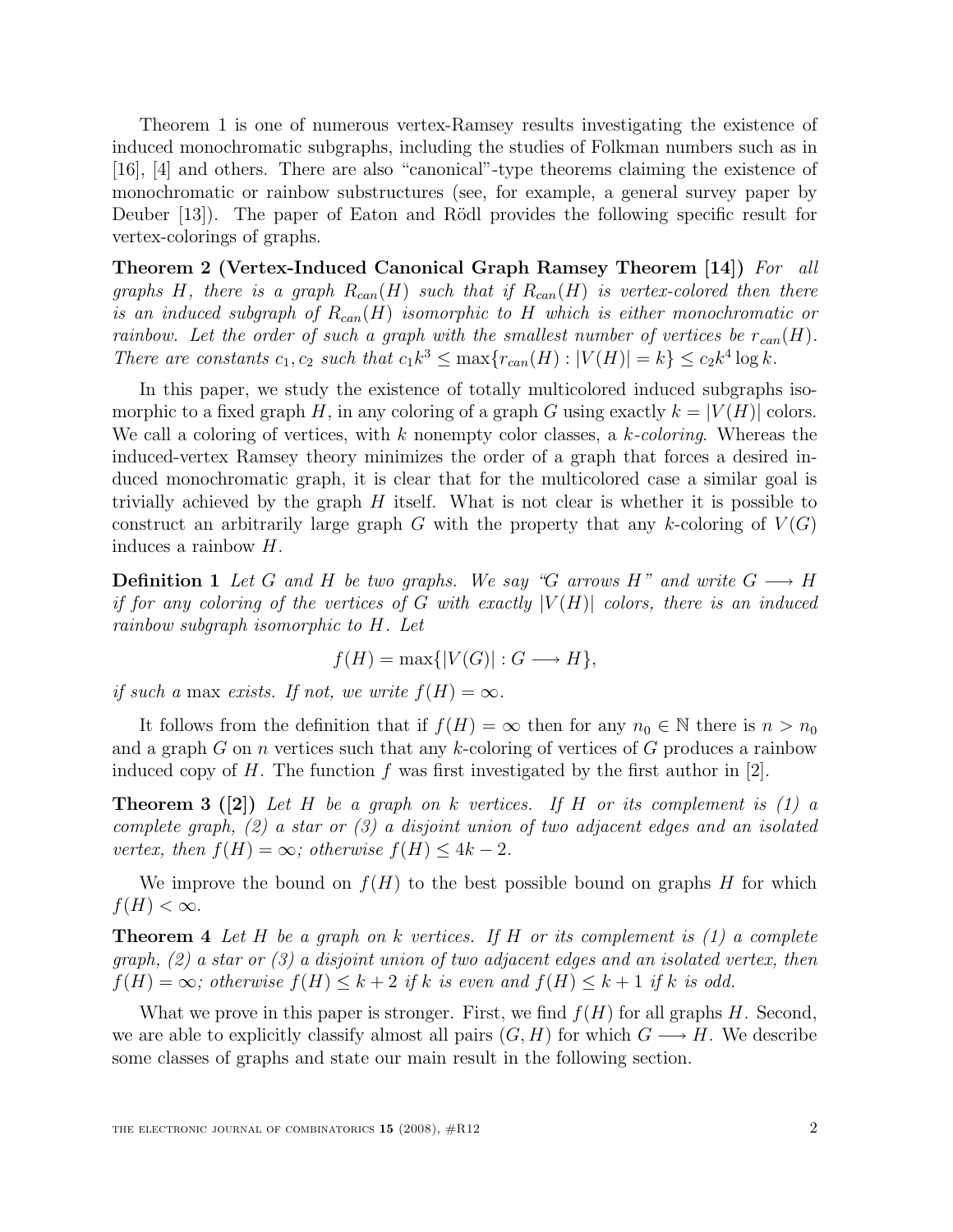Theorem 1 is one of numerous vertex-Ramsey results investigating the existence of induced monochromatic subgraphs, including the studies of Folkman numbers such as in [16], [4] and others. There are also "canonical"-type theorems claiming the existence of monochromatic or rainbow substructures (see, for example, a general survey paper by Deuber [13]). The paper of Eaton and Rödl provides the following specific result for vertex-colorings of graphs.

**Theorem 2 (Vertex-Induced Canonical Graph Ramsey Theorem [14])** *For all graphs $H$, there is a graph $R_{can}(H)$ such that if $R_{can}(H)$ is vertex-colored then there is an induced subgraph of $R_{can}(H)$ isomorphic to $H$ which is either monochromatic or rainbow. Let the order of such a graph with the smallest number of vertices be $r_{can}(H)$. There are constants $c_1, c_2$ such that $c_1 k^3 \leq \max\{r_{can}(H) : |V(H)| = k\} \leq c_2 k^4 \log k$.*

In this paper, we study the existence of totally multicolored induced subgraphs isomorphic to a fixed graph $H$, in any coloring of a graph $G$ using exactly $k = |V(H)|$ colors. We call a coloring of vertices, with $k$ nonempty color classes, a *$k$-coloring*. Whereas the induced-vertex Ramsey theory minimizes the order of a graph that forces a desired induced monochromatic graph, it is clear that for the multicolored case a similar goal is trivially achieved by the graph $H$ itself. What is not clear is whether it is possible to construct an arbitrarily large graph $G$ with the property that any $k$-coloring of $V(G)$ induces a rainbow $H$.

**Definition 1** *Let $G$ and $H$ be two graphs. We say "$G$ arrows $H$" and write $G \longrightarrow H$ if for any coloring of the vertices of $G$ with exactly $|V(H)|$ colors, there is an induced rainbow subgraph isomorphic to $H$. Let*

$$f(H) = \max\{|V(G)| : G \longrightarrow H\},$$

*if such a* max *exists. If not, we write $f(H) = \infty$.*

It follows from the definition that if $f(H) = \infty$ then for any $n_0 \in \mathbb{N}$ there is $n > n_0$ and a graph $G$ on $n$ vertices such that any $k$-coloring of vertices of $G$ produces a rainbow induced copy of $H$. The function $f$ was first investigated by the first author in [2].

**Theorem 3 ([2])** *Let $H$ be a graph on $k$ vertices. If $H$ or its complement is (1) a complete graph, (2) a star or (3) a disjoint union of two adjacent edges and an isolated vertex, then $f(H) = \infty$; otherwise $f(H) \leq 4k - 2$.*

We improve the bound on $f(H)$ to the best possible bound on graphs $H$ for which $f(H) < \infty$.

**Theorem 4** *Let $H$ be a graph on $k$ vertices. If $H$ or its complement is (1) a complete graph, (2) a star or (3) a disjoint union of two adjacent edges and an isolated vertex, then $f(H) = \infty$; otherwise $f(H) \leq k + 2$ if $k$ is even and $f(H) \leq k + 1$ if $k$ is odd.*

What we prove in this paper is stronger. First, we find $f(H)$ for all graphs $H$. Second, we are able to explicitly classify almost all pairs $(G, H)$ for which $G \longrightarrow H$. We describe some classes of graphs and state our main result in the following section.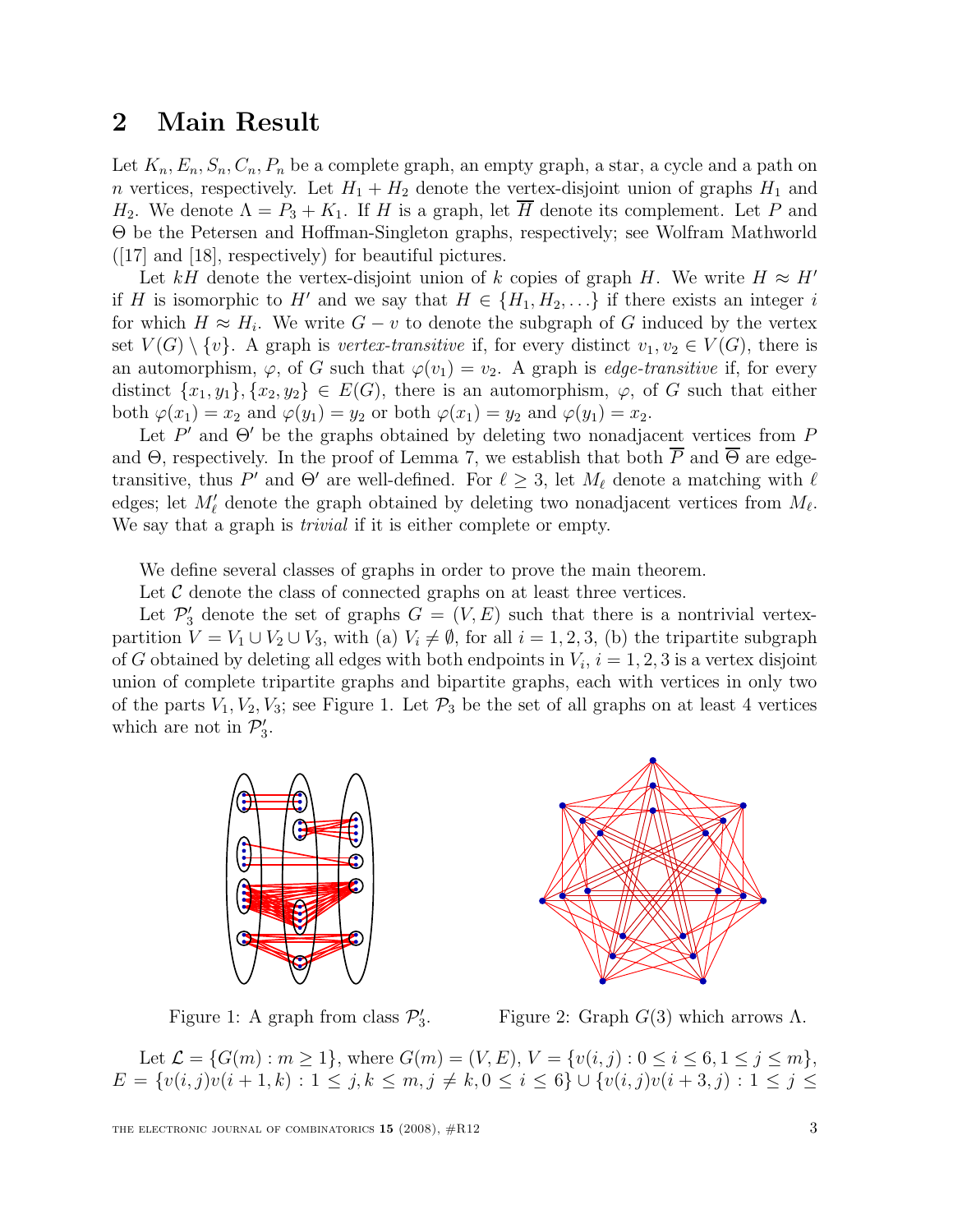## 2 Main Result

Let $K_n, E_n, S_n, C_n, P_n$ be a complete graph, an empty graph, a star, a cycle and a path on $n$ vertices, respectively. Let $H_1 + H_2$ denote the vertex-disjoint union of graphs $H_1$ and $H_2$. We denote $\Lambda = P_3 + K_1$. If $H$ is a graph, let $\overline{H}$ denote its complement. Let $P$ and $\Theta$ be the Petersen and Hoffman-Singleton graphs, respectively; see Wolfram Mathworld ([17] and [18], respectively) for beautiful pictures.

Let $kH$ denote the vertex-disjoint union of $k$ copies of graph $H$. We write $H \approx H'$ if $H$ is isomorphic to $H'$ and we say that $H \in \{H_1, H_2, \ldots\}$ if there exists an integer $i$ for which $H \approx H_i$. We write $G - v$ to denote the subgraph of $G$ induced by the vertex set $V(G) \setminus \{v\}$. A graph is *vertex-transitive* if, for every distinct $v_1, v_2 \in V(G)$, there is an automorphism, $\varphi$, of $G$ such that $\varphi(v_1) = v_2$. A graph is *edge-transitive* if, for every distinct $\{x_1, y_1\}, \{x_2, y_2\} \in E(G)$, there is an automorphism, $\varphi$, of $G$ such that either both $\varphi(x_1) = x_2$ and $\varphi(y_1) = y_2$ or both $\varphi(x_1) = y_2$ and $\varphi(y_1) = x_2$.

Let $P'$ and $\Theta'$ be the graphs obtained by deleting two nonadjacent vertices from $P$ and $\Theta$, respectively. In the proof of Lemma 7, we establish that both $\overline{P}$ and $\overline{\Theta}$ are edge-transitive, thus $P'$ and $\Theta'$ are well-defined. For $\ell \geq 3$, let $M_\ell$ denote a matching with $\ell$ edges; let $M'_\ell$ denote the graph obtained by deleting two nonadjacent vertices from $M_\ell$. We say that a graph is *trivial* if it is either complete or empty.

We define several classes of graphs in order to prove the main theorem.

Let $\mathcal{C}$ denote the class of connected graphs on at least three vertices.

Let $\mathcal{P}'_3$ denote the set of graphs $G = (V, E)$ such that there is a nontrivial vertex-partition $V = V_1 \cup V_2 \cup V_3$, with (a) $V_i \neq \emptyset$, for all $i = 1, 2, 3$, (b) the tripartite subgraph of $G$ obtained by deleting all edges with both endpoints in $V_i$, $i = 1, 2, 3$ is a vertex disjoint union of complete tripartite graphs and bipartite graphs, each with vertices in only two of the parts $V_1, V_2, V_3$; see Figure 1. Let $\mathcal{P}_3$ be the set of all graphs on at least 4 vertices which are not in $\mathcal{P}'_3$.

Figure 1: A graph from class $\mathcal{P}'_3$.

Figure 2: Graph $G(3)$ which arrows $\Lambda$.

Let $\mathcal{L} = \{G(m) : m \geq 1\}$, where $G(m) = (V, E)$, $V = \{v(i, j) : 0 \leq i \leq 6, 1 \leq j \leq m\}$, $E = \{v(i, j)v(i + 1, k) : 1 \leq j, k \leq m, j \neq k, 0 \leq i \leq 6\} \cup \{v(i, j)v(i + 3, j) : 1 \leq j \leq$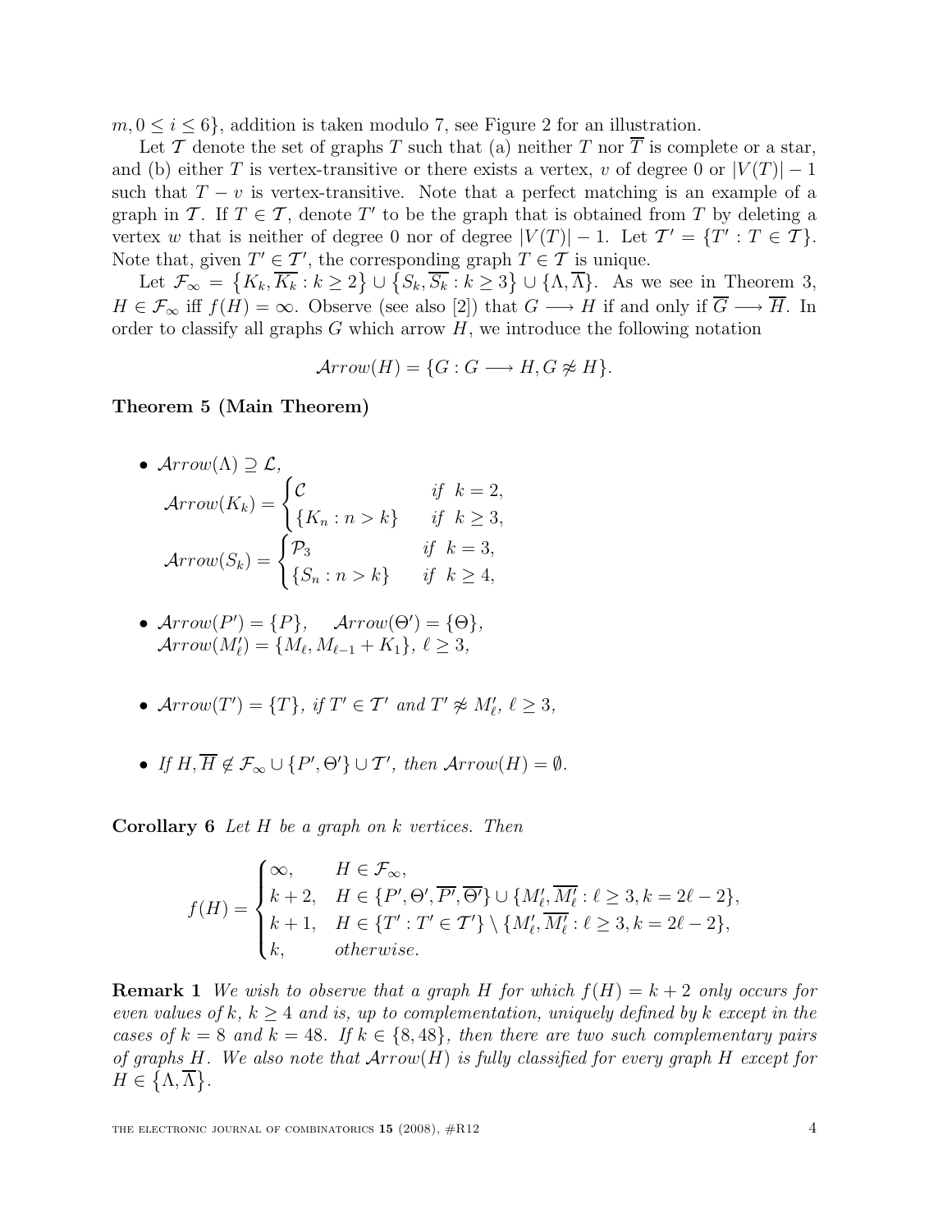$m, 0 \leq i \leq 6\}$, addition is taken modulo 7, see Figure 2 for an illustration.

Let $\mathcal{T}$ denote the set of graphs $T$ such that (a) neither $T$ nor $\overline{T}$ is complete or a star, and (b) either $T$ is vertex-transitive or there exists a vertex, $v$ of degree 0 or $|V(T)|-1$ such that $T - v$ is vertex-transitive. Note that a perfect matching is an example of a graph in $\mathcal{T}$. If $T \in \mathcal{T}$, denote $T'$ to be the graph that is obtained from $T$ by deleting a vertex $w$ that is neither of degree 0 nor of degree $|V(T)|-1$. Let $\mathcal{T}' = \{T' : T \in \mathcal{T}\}$. Note that, given $T' \in \mathcal{T}'$, the corresponding graph $T \in \mathcal{T}$ is unique.

Let $\mathcal{F}_\infty = \{K_k, \overline{K_k} : k \geq 2\} \cup \{S_k, \overline{S_k} : k \geq 3\} \cup \{\Lambda, \overline{\Lambda}\}$. As we see in Theorem 3, $H \in \mathcal{F}_\infty$ iff $f(H) = \infty$. Observe (see also [2]) that $G \longrightarrow H$ if and only if $\overline{G} \longrightarrow \overline{H}$. In order to classify all graphs $G$ which arrow $H$, we introduce the following notation

$$\mathcal{A}rrow(H) = \{G : G \longrightarrow H, G \not\approx H\}.$$

**Theorem 5 (Main Theorem)**

- $\mathcal{A}rrow(\Lambda) \supseteq \mathcal{L}$,

  $$\mathcal{A}rrow(K_k) = \begin{cases} \mathcal{C} & \text{if } k = 2, \\ \{K_n : n > k\} & \text{if } k \geq 3, \end{cases}$$

  $$\mathcal{A}rrow(S_k) = \begin{cases} \mathcal{P}_3 & \text{if } k = 3, \\ \{S_n : n > k\} & \text{if } k \geq 4, \end{cases}$$

- $\mathcal{A}rrow(P') = \{P\}$, $\quad \mathcal{A}rrow(\Theta') = \{\Theta\}$,
  $\mathcal{A}rrow(M'_\ell) = \{M_\ell, M_{\ell-1} + K_1\}$, $\ell \geq 3$,

- $\mathcal{A}rrow(T') = \{T\}$, *if* $T' \in \mathcal{T}'$ *and* $T' \not\approx M'_\ell$, $\ell \geq 3$,

- *If* $H, \overline{H} \notin \mathcal{F}_\infty \cup \{P', \Theta'\} \cup \mathcal{T}'$, *then* $\mathcal{A}rrow(H) = \emptyset$.

**Corollary 6** *Let $H$ be a graph on $k$ vertices. Then*

$$f(H) = \begin{cases} \infty, & H \in \mathcal{F}_\infty, \\ k+2, & H \in \{P', \Theta', \overline{P'}, \overline{\Theta'}\} \cup \{M'_\ell, \overline{M'_\ell} : \ell \geq 3, k = 2\ell - 2\}, \\ k+1, & H \in \{T' : T' \in \mathcal{T}'\} \setminus \{M'_\ell, \overline{M'_\ell} : \ell \geq 3, k = 2\ell - 2\}, \\ k, & \text{otherwise.} \end{cases}$$

**Remark 1** *We wish to observe that a graph $H$ for which $f(H) = k+2$ only occurs for even values of $k$, $k \geq 4$ and is, up to complementation, uniquely defined by $k$ except in the cases of $k = 8$ and $k = 48$. If $k \in \{8, 48\}$, then there are two such complementary pairs of graphs $H$. We also note that $\mathcal{A}rrow(H)$ is fully classified for every graph $H$ except for $H \in \{\Lambda, \overline{\Lambda}\}$.*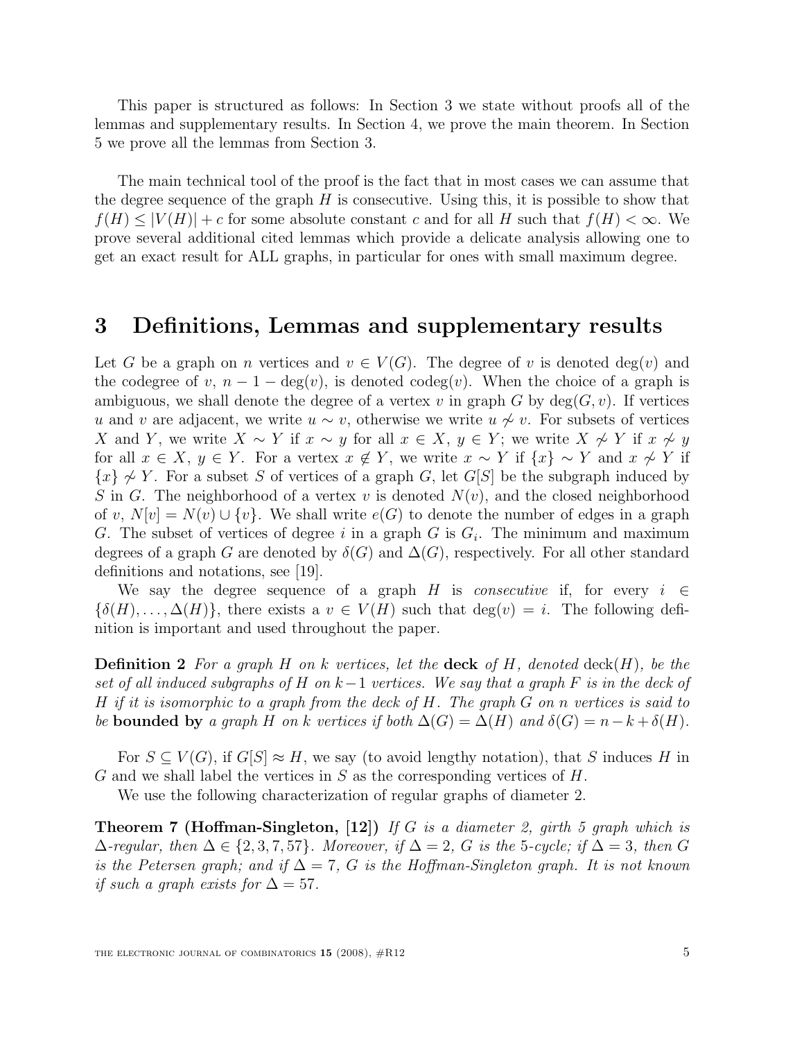This paper is structured as follows: In Section 3 we state without proofs all of the lemmas and supplementary results. In Section 4, we prove the main theorem. In Section 5 we prove all the lemmas from Section 3.

The main technical tool of the proof is the fact that in most cases we can assume that the degree sequence of the graph $H$ is consecutive. Using this, it is possible to show that $f(H) \leq |V(H)| + c$ for some absolute constant $c$ and for all $H$ such that $f(H) < \infty$. We prove several additional cited lemmas which provide a delicate analysis allowing one to get an exact result for ALL graphs, in particular for ones with small maximum degree.

# 3 Definitions, Lemmas and supplementary results

Let $G$ be a graph on $n$ vertices and $v \in V(G)$. The degree of $v$ is denoted $\deg(v)$ and the codegree of $v$, $n-1-\deg(v)$, is denoted $\text{codeg}(v)$. When the choice of a graph is ambiguous, we shall denote the degree of a vertex $v$ in graph $G$ by $\deg(G, v)$. If vertices $u$ and $v$ are adjacent, we write $u \sim v$, otherwise we write $u \not\sim v$. For subsets of vertices $X$ and $Y$, we write $X \sim Y$ if $x \sim y$ for all $x \in X$, $y \in Y$; we write $X \not\sim Y$ if $x \not\sim y$ for all $x \in X$, $y \in Y$. For a vertex $x \notin Y$, we write $x \sim Y$ if $\{x\} \sim Y$ and $x \not\sim Y$ if $\{x\} \not\sim Y$. For a subset $S$ of vertices of a graph $G$, let $G[S]$ be the subgraph induced by $S$ in $G$. The neighborhood of a vertex $v$ is denoted $N(v)$, and the closed neighborhood of $v$, $N[v] = N(v) \cup \{v\}$. We shall write $e(G)$ to denote the number of edges in a graph $G$. The subset of vertices of degree $i$ in a graph $G$ is $G_i$. The minimum and maximum degrees of a graph $G$ are denoted by $\delta(G)$ and $\Delta(G)$, respectively. For all other standard definitions and notations, see [19].

We say the degree sequence of a graph $H$ is *consecutive* if, for every $i \in \{\delta(H), \ldots, \Delta(H)\}$, there exists a $v \in V(H)$ such that $\deg(v) = i$. The following definition is important and used throughout the paper.

**Definition 2** *For a graph $H$ on $k$ vertices, let the* **deck** *of $H$, denoted* $\text{deck}(H)$*, be the set of all induced subgraphs of $H$ on $k-1$ vertices. We say that a graph $F$ is in the deck of $H$ if it is isomorphic to a graph from the deck of $H$. The graph $G$ on $n$ vertices is said to be* **bounded by** *a graph $H$ on $k$ vertices if both $\Delta(G) = \Delta(H)$ and $\delta(G) = n - k + \delta(H)$.*

For $S \subseteq V(G)$, if $G[S] \approx H$, we say (to avoid lengthy notation), that $S$ induces $H$ in $G$ and we shall label the vertices in $S$ as the corresponding vertices of $H$.

We use the following characterization of regular graphs of diameter 2.

**Theorem 7 (Hoffman-Singleton, [12])** *If $G$ is a diameter 2, girth 5 graph which is $\Delta$-regular, then $\Delta \in \{2, 3, 7, 57\}$. Moreover, if $\Delta = 2$, $G$ is the 5-cycle; if $\Delta = 3$, then $G$ is the Petersen graph; and if $\Delta = 7$, $G$ is the Hoffman-Singleton graph. It is not known if such a graph exists for $\Delta = 57$.*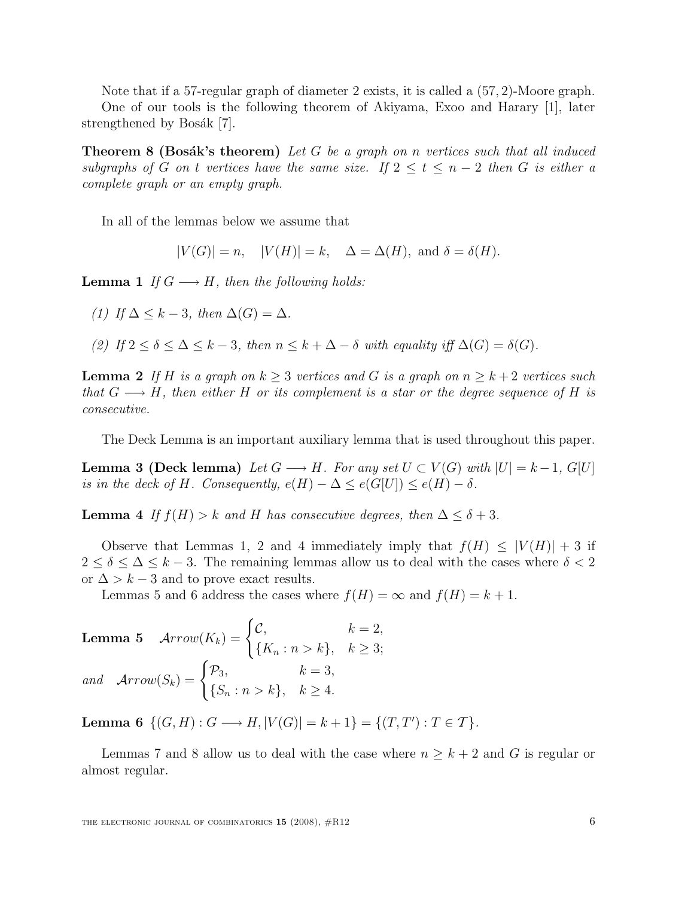Note that if a 57-regular graph of diameter 2 exists, it is called a $(57, 2)$-Moore graph.

One of our tools is the following theorem of Akiyama, Exoo and Harary [1], later strengthened by Bosák [7].

**Theorem 8 (Bosák's theorem)** *Let $G$ be a graph on $n$ vertices such that all induced subgraphs of $G$ on $t$ vertices have the same size. If $2 \le t \le n-2$ then $G$ is either a complete graph or an empty graph.*

In all of the lemmas below we assume that

$$|V(G)| = n, \quad |V(H)| = k, \quad \Delta = \Delta(H), \text{ and } \delta = \delta(H).$$

**Lemma 1** *If $G \longrightarrow H$, then the following holds:*

*(1) If $\Delta \le k-3$, then $\Delta(G) = \Delta$.*

*(2) If $2 \le \delta \le \Delta \le k-3$, then $n \le k + \Delta - \delta$ with equality iff $\Delta(G) = \delta(G)$.*

**Lemma 2** *If $H$ is a graph on $k \ge 3$ vertices and $G$ is a graph on $n \ge k+2$ vertices such that $G \longrightarrow H$, then either $H$ or its complement is a star or the degree sequence of $H$ is consecutive.*

The Deck Lemma is an important auxiliary lemma that is used throughout this paper.

**Lemma 3 (Deck lemma)** *Let $G \longrightarrow H$. For any set $U \subset V(G)$ with $|U| = k-1$, $G[U]$ is in the deck of $H$. Consequently, $e(H) - \Delta \le e(G[U]) \le e(H) - \delta$.*

**Lemma 4** *If $f(H) > k$ and $H$ has consecutive degrees, then $\Delta \le \delta + 3$.*

Observe that Lemmas 1, 2 and 4 immediately imply that $f(H) \le |V(H)| + 3$ if $2 \le \delta \le \Delta \le k-3$. The remaining lemmas allow us to deal with the cases where $\delta < 2$ or $\Delta > k-3$ and to prove exact results.

Lemmas 5 and 6 address the cases where $f(H) = \infty$ and $f(H) = k+1$.

**Lemma 5** $\quad \mathcal{A}rrow(K_k) = \begin{cases} \mathcal{C}, & k = 2, \\ \{K_n : n > k\}, & k \ge 3; \end{cases}$

*and* $\quad \mathcal{A}rrow(S_k) = \begin{cases} \mathcal{P}_3, & k = 3, \\ \{S_n : n > k\}, & k \ge 4. \end{cases}$

**Lemma 6** $\{(G, H) : G \longrightarrow H, |V(G)| = k+1\} = \{(T, T') : T \in \mathcal{T}\}$.

Lemmas 7 and 8 allow us to deal with the case where $n \ge k+2$ and $G$ is regular or almost regular.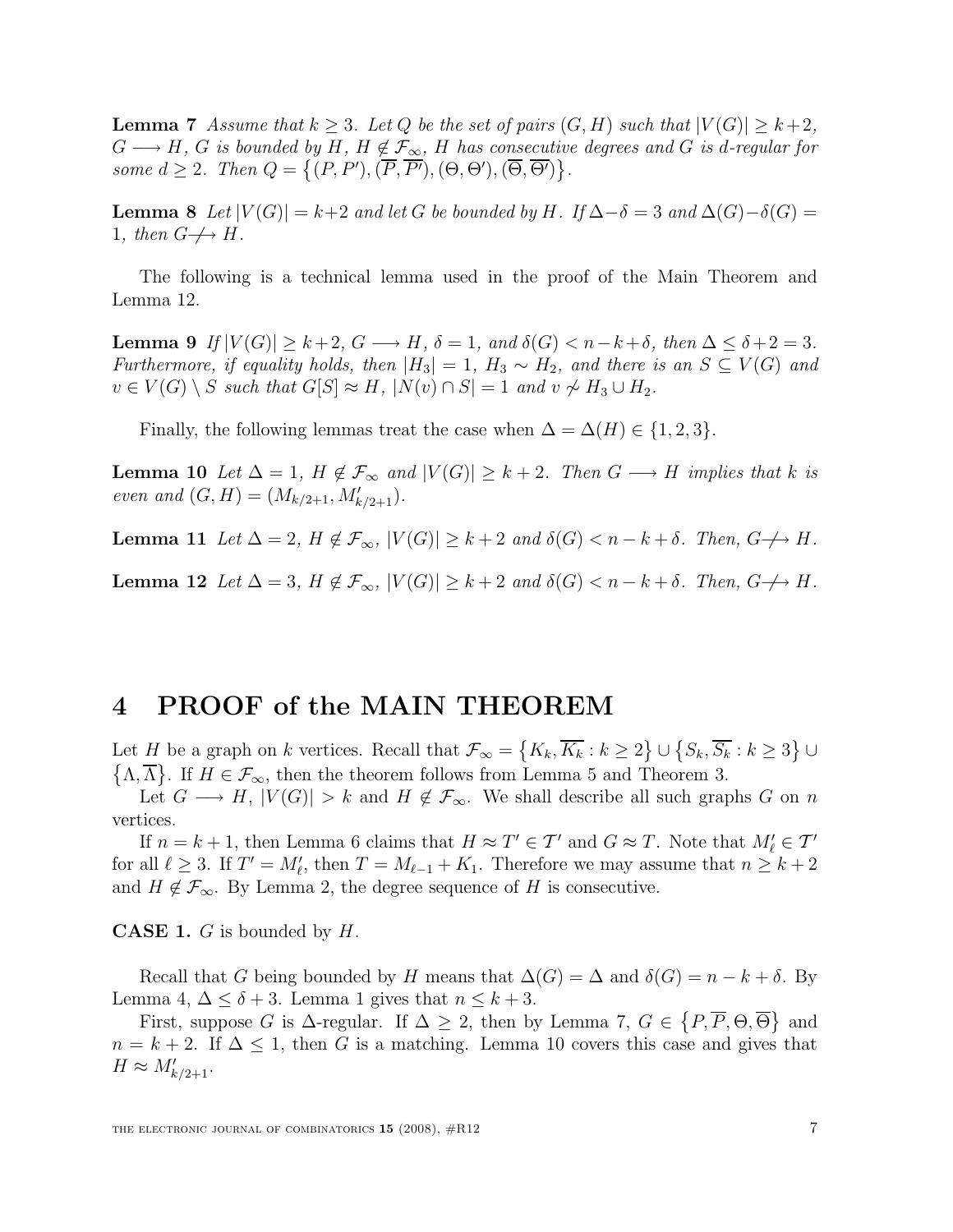**Lemma 7** *Assume that $k \geq 3$. Let $Q$ be the set of pairs $(G, H)$ such that $|V(G)| \geq k+2$, $G \longrightarrow H$, $G$ is bounded by $H$, $H \notin \mathcal{F}_\infty$, $H$ has consecutive degrees and $G$ is $d$-regular for some $d \geq 2$. Then $Q = \{(P, P'), (\overline{P}, \overline{P'}), (\Theta, \Theta'), (\overline{\Theta}, \overline{\Theta'})\}$.*

**Lemma 8** *Let $|V(G)| = k+2$ and let $G$ be bounded by $H$. If $\Delta - \delta = 3$ and $\Delta(G) - \delta(G) = 1$, then $G \not\longrightarrow H$.*

The following is a technical lemma used in the proof of the Main Theorem and Lemma 12.

**Lemma 9** *If $|V(G)| \geq k+2$, $G \longrightarrow H$, $\delta = 1$, and $\delta(G) < n-k+\delta$, then $\Delta \leq \delta + 2 = 3$. Furthermore, if equality holds, then $|H_3| = 1$, $H_3 \sim H_2$, and there is an $S \subseteq V(G)$ and $v \in V(G) \setminus S$ such that $G[S] \approx H$, $|N(v) \cap S| = 1$ and $v \not\sim H_3 \cup H_2$.*

Finally, the following lemmas treat the case when $\Delta = \Delta(H) \in \{1, 2, 3\}$.

**Lemma 10** *Let $\Delta = 1$, $H \notin \mathcal{F}_\infty$ and $|V(G)| \geq k+2$. Then $G \longrightarrow H$ implies that $k$ is even and $(G, H) = (M_{k/2+1}, M'_{k/2+1})$.*

**Lemma 11** *Let $\Delta = 2$, $H \notin \mathcal{F}_\infty$, $|V(G)| \geq k+2$ and $\delta(G) < n-k+\delta$. Then, $G \not\longrightarrow H$.*

**Lemma 12** *Let $\Delta = 3$, $H \notin \mathcal{F}_\infty$, $|V(G)| \geq k+2$ and $\delta(G) < n-k+\delta$. Then, $G \not\longrightarrow H$.*

# 4 PROOF of the MAIN THEOREM

Let $H$ be a graph on $k$ vertices. Recall that $\mathcal{F}_\infty = \{K_k, \overline{K_k} : k \geq 2\} \cup \{S_k, \overline{S_k} : k \geq 3\} \cup \{\Lambda, \overline{\Lambda}\}$. If $H \in \mathcal{F}_\infty$, then the theorem follows from Lemma 5 and Theorem 3.

Let $G \longrightarrow H$, $|V(G)| > k$ and $H \notin \mathcal{F}_\infty$. We shall describe all such graphs $G$ on $n$ vertices.

If $n = k+1$, then Lemma 6 claims that $H \approx T' \in \mathcal{T}'$ and $G \approx T$. Note that $M'_\ell \in \mathcal{T}'$ for all $\ell \geq 3$. If $T' = M'_\ell$, then $T = M_{\ell-1} + K_1$. Therefore we may assume that $n \geq k+2$ and $H \notin \mathcal{F}_\infty$. By Lemma 2, the degree sequence of $H$ is consecutive.

**CASE 1.** $G$ is bounded by $H$.

Recall that $G$ being bounded by $H$ means that $\Delta(G) = \Delta$ and $\delta(G) = n-k+\delta$. By Lemma 4, $\Delta \leq \delta + 3$. Lemma 1 gives that $n \leq k+3$.

First, suppose $G$ is $\Delta$-regular. If $\Delta \geq 2$, then by Lemma 7, $G \in \{P, \overline{P}, \Theta, \overline{\Theta}\}$ and $n = k+2$. If $\Delta \leq 1$, then $G$ is a matching. Lemma 10 covers this case and gives that $H \approx M'_{k/2+1}$.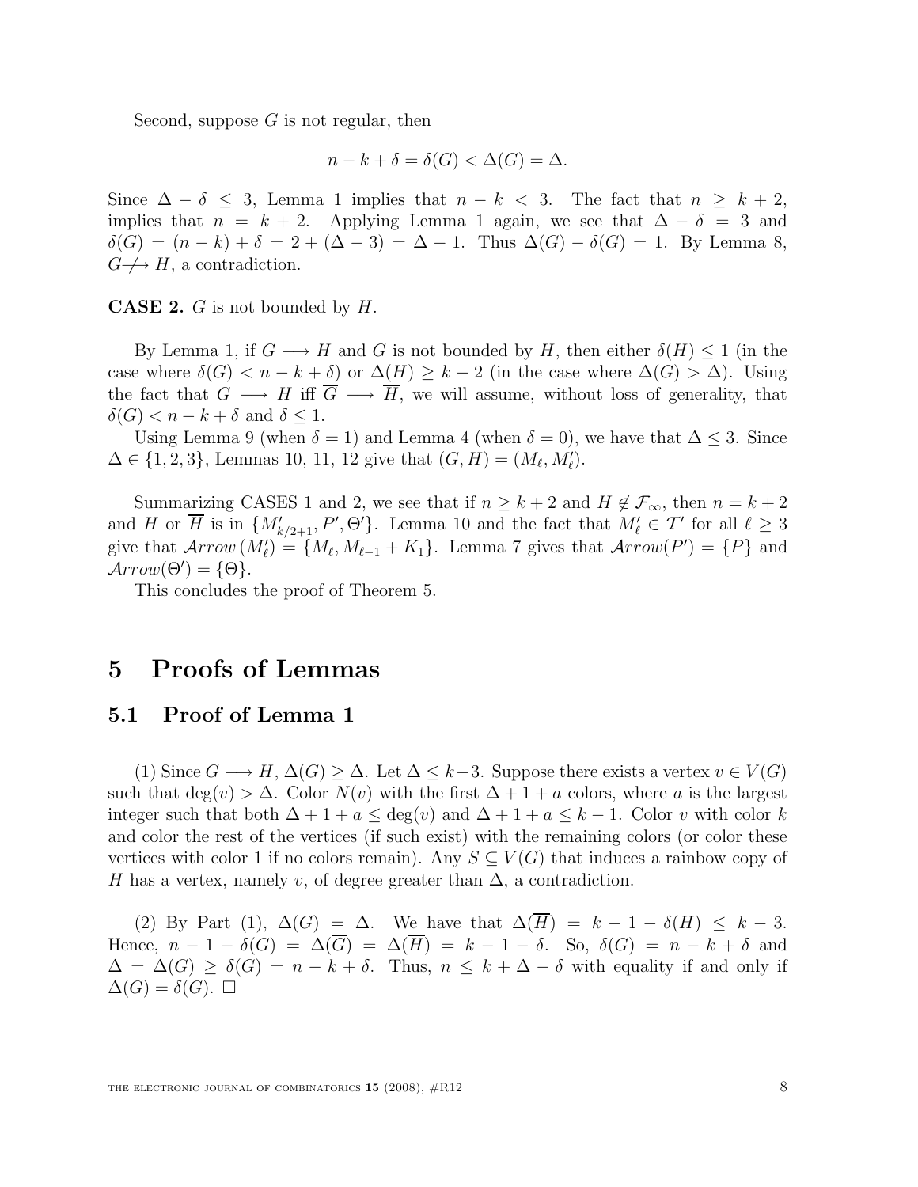Second, suppose $G$ is not regular, then

$$n - k + \delta = \delta(G) < \Delta(G) = \Delta.$$

Since $\Delta - \delta \leq 3$, Lemma 1 implies that $n - k < 3$. The fact that $n \geq k + 2$, implies that $n = k + 2$. Applying Lemma 1 again, we see that $\Delta - \delta = 3$ and $\delta(G) = (n - k) + \delta = 2 + (\Delta - 3) = \Delta - 1$. Thus $\Delta(G) - \delta(G) = 1$. By Lemma 8, $G \not\longrightarrow H$, a contradiction.

**CASE 2.** $G$ is not bounded by $H$.

By Lemma 1, if $G \longrightarrow H$ and $G$ is not bounded by $H$, then either $\delta(H) \leq 1$ (in the case where $\delta(G) < n - k + \delta$) or $\Delta(H) \geq k - 2$ (in the case where $\Delta(G) > \Delta$). Using the fact that $G \longrightarrow H$ iff $\overline{G} \longrightarrow \overline{H}$, we will assume, without loss of generality, that $\delta(G) < n - k + \delta$ and $\delta \leq 1$.

Using Lemma 9 (when $\delta = 1$) and Lemma 4 (when $\delta = 0$), we have that $\Delta \leq 3$. Since $\Delta \in \{1, 2, 3\}$, Lemmas 10, 11, 12 give that $(G, H) = (M_\ell, M'_\ell)$.

Summarizing CASES 1 and 2, we see that if $n \geq k + 2$ and $H \notin \mathcal{F}_\infty$, then $n = k + 2$ and $H$ or $\overline{H}$ is in $\{M'_{k/2+1}, P', \Theta'\}$. Lemma 10 and the fact that $M'_\ell \in \mathcal{T}'$ for all $\ell \geq 3$ give that $\mathcal{A}rrow\,(M'_\ell) = \{M_\ell, M_{\ell-1} + K_1\}$. Lemma 7 gives that $\mathcal{A}rrow(P') = \{P\}$ and $\mathcal{A}rrow(\Theta') = \{\Theta\}$.

This concludes the proof of Theorem 5.

# 5 Proofs of Lemmas

## 5.1 Proof of Lemma 1

(1) Since $G \longrightarrow H$, $\Delta(G) \geq \Delta$. Let $\Delta \leq k-3$. Suppose there exists a vertex $v \in V(G)$ such that $\deg(v) > \Delta$. Color $N(v)$ with the first $\Delta + 1 + a$ colors, where $a$ is the largest integer such that both $\Delta + 1 + a \leq \deg(v)$ and $\Delta + 1 + a \leq k - 1$. Color $v$ with color $k$ and color the rest of the vertices (if such exist) with the remaining colors (or color these vertices with color 1 if no colors remain). Any $S \subseteq V(G)$ that induces a rainbow copy of $H$ has a vertex, namely $v$, of degree greater than $\Delta$, a contradiction.

(2) By Part (1), $\Delta(G) = \Delta$. We have that $\Delta(\overline{H}) = k - 1 - \delta(H) \leq k - 3$. Hence, $n - 1 - \delta(G) = \Delta(\overline{G}) = \Delta(\overline{H}) = k - 1 - \delta$. So, $\delta(G) = n - k + \delta$ and $\Delta = \Delta(G) \geq \delta(G) = n - k + \delta$. Thus, $n \leq k + \Delta - \delta$ with equality if and only if $\Delta(G) = \delta(G)$. $\square$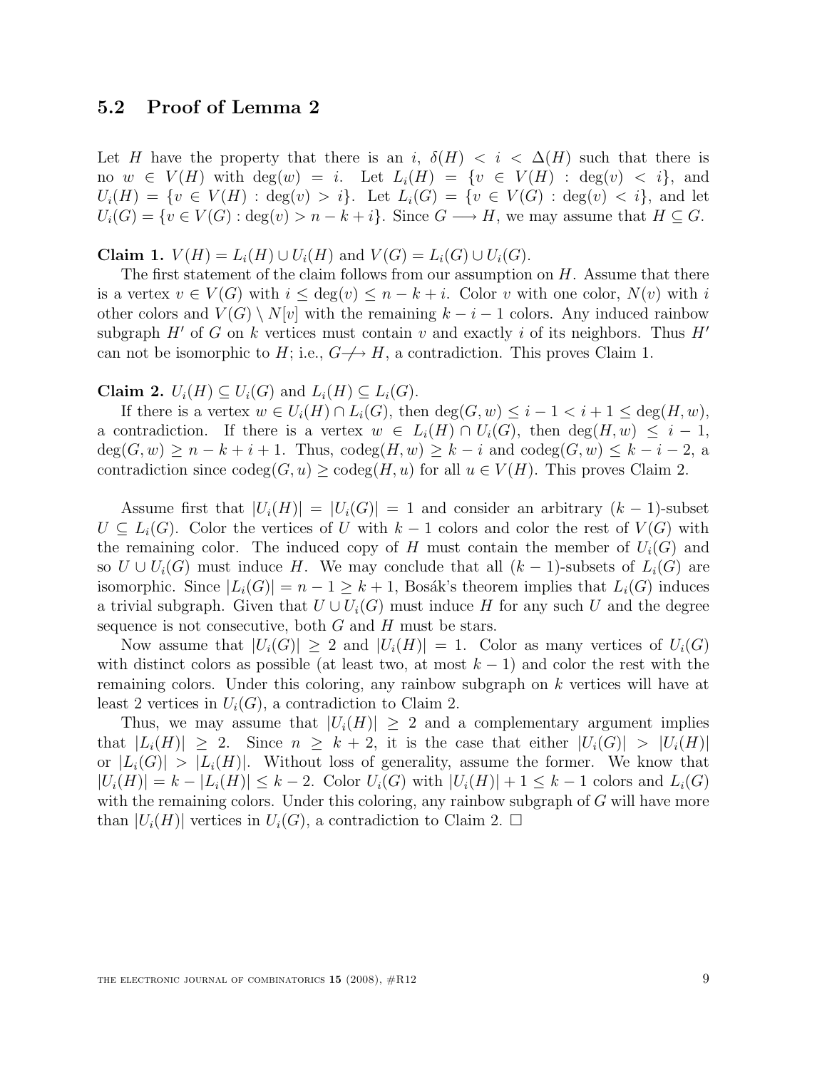### 5.2 Proof of Lemma 2

Let $H$ have the property that there is an $i$, $\delta(H) < i < \Delta(H)$ such that there is no $w \in V(H)$ with $\deg(w) = i$. Let $L_i(H) = \{v \in V(H) : \deg(v) < i\}$, and $U_i(H) = \{v \in V(H) : \deg(v) > i\}$. Let $L_i(G) = \{v \in V(G) : \deg(v) < i\}$, and let $U_i(G) = \{v \in V(G) : \deg(v) > n - k + i\}$. Since $G \longrightarrow H$, we may assume that $H \subseteq G$.

**Claim 1.** $V(H) = L_i(H) \cup U_i(H)$ and $V(G) = L_i(G) \cup U_i(G)$.

The first statement of the claim follows from our assumption on $H$. Assume that there is a vertex $v \in V(G)$ with $i \leq \deg(v) \leq n - k + i$. Color $v$ with one color, $N(v)$ with $i$ other colors and $V(G) \setminus N[v]$ with the remaining $k - i - 1$ colors. Any induced rainbow subgraph $H'$ of $G$ on $k$ vertices must contain $v$ and exactly $i$ of its neighbors. Thus $H'$ can not be isomorphic to $H$; i.e., $G \not\longrightarrow H$, a contradiction. This proves Claim 1.

**Claim 2.** $U_i(H) \subseteq U_i(G)$ and $L_i(H) \subseteq L_i(G)$.

If there is a vertex $w \in U_i(H) \cap L_i(G)$, then $\deg(G, w) \leq i - 1 < i + 1 \leq \deg(H, w)$, a contradiction. If there is a vertex $w \in L_i(H) \cap U_i(G)$, then $\deg(H, w) \leq i - 1$, $\deg(G, w) \geq n - k + i + 1$. Thus, $\text{codeg}(H, w) \geq k - i$ and $\text{codeg}(G, w) \leq k - i - 2$, a contradiction since $\text{codeg}(G, u) \geq \text{codeg}(H, u)$ for all $u \in V(H)$. This proves Claim 2.

Assume first that $|U_i(H)| = |U_i(G)| = 1$ and consider an arbitrary $(k-1)$-subset $U \subseteq L_i(G)$. Color the vertices of $U$ with $k - 1$ colors and color the rest of $V(G)$ with the remaining color. The induced copy of $H$ must contain the member of $U_i(G)$ and so $U \cup U_i(G)$ must induce $H$. We may conclude that all $(k-1)$-subsets of $L_i(G)$ are isomorphic. Since $|L_i(G)| = n - 1 \geq k + 1$, Bosák's theorem implies that $L_i(G)$ induces a trivial subgraph. Given that $U \cup U_i(G)$ must induce $H$ for any such $U$ and the degree sequence is not consecutive, both $G$ and $H$ must be stars.

Now assume that $|U_i(G)| \geq 2$ and $|U_i(H)| = 1$. Color as many vertices of $U_i(G)$ with distinct colors as possible (at least two, at most $k - 1$) and color the rest with the remaining colors. Under this coloring, any rainbow subgraph on $k$ vertices will have at least 2 vertices in $U_i(G)$, a contradiction to Claim 2.

Thus, we may assume that $|U_i(H)| \geq 2$ and a complementary argument implies that $|L_i(H)| \geq 2$. Since $n \geq k + 2$, it is the case that either $|U_i(G)| > |U_i(H)|$ or $|L_i(G)| > |L_i(H)|$. Without loss of generality, assume the former. We know that $|U_i(H)| = k - |L_i(H)| \leq k - 2$. Color $U_i(G)$ with $|U_i(H)| + 1 \leq k - 1$ colors and $L_i(G)$ with the remaining colors. Under this coloring, any rainbow subgraph of $G$ will have more than $|U_i(H)|$ vertices in $U_i(G)$, a contradiction to Claim 2. $\square$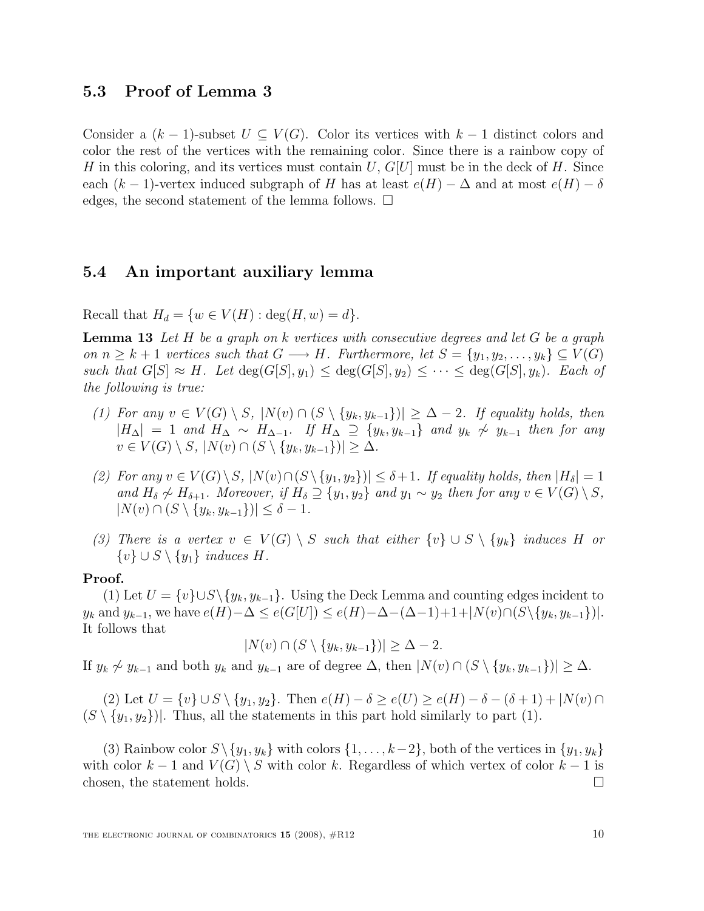### 5.3 Proof of Lemma 3

Consider a $(k-1)$-subset $U \subseteq V(G)$. Color its vertices with $k-1$ distinct colors and color the rest of the vertices with the remaining color. Since there is a rainbow copy of $H$ in this coloring, and its vertices must contain $U$, $G[U]$ must be in the deck of $H$. Since each $(k-1)$-vertex induced subgraph of $H$ has at least $e(H) - \Delta$ and at most $e(H) - \delta$ edges, the second statement of the lemma follows. □

### 5.4 An important auxiliary lemma

Recall that $H_d = \{w \in V(H) : \deg(H, w) = d\}$.

**Lemma 13** *Let $H$ be a graph on $k$ vertices with consecutive degrees and let $G$ be a graph on $n \geq k+1$ vertices such that $G \longrightarrow H$. Furthermore, let $S = \{y_1, y_2, \ldots, y_k\} \subseteq V(G)$ such that $G[S] \approx H$. Let $\deg(G[S], y_1) \leq \deg(G[S], y_2) \leq \cdots \leq \deg(G[S], y_k)$. Each of the following is true:*

*(1) For any $v \in V(G) \setminus S$, $|N(v) \cap (S \setminus \{y_k, y_{k-1}\})| \geq \Delta - 2$. If equality holds, then $|H_\Delta| = 1$ and $H_\Delta \sim H_{\Delta-1}$. If $H_\Delta \supseteq \{y_k, y_{k-1}\}$ and $y_k \not\sim y_{k-1}$ then for any $v \in V(G) \setminus S$, $|N(v) \cap (S \setminus \{y_k, y_{k-1}\})| \geq \Delta$.*

*(2) For any $v \in V(G) \setminus S$, $|N(v) \cap (S \setminus \{y_1, y_2\})| \leq \delta + 1$. If equality holds, then $|H_\delta| = 1$ and $H_\delta \not\sim H_{\delta+1}$. Moreover, if $H_\delta \supseteq \{y_1, y_2\}$ and $y_1 \sim y_2$ then for any $v \in V(G) \setminus S$, $|N(v) \cap (S \setminus \{y_k, y_{k-1}\})| \leq \delta - 1$.*

*(3) There is a vertex $v \in V(G) \setminus S$ such that either $\{v\} \cup S \setminus \{y_k\}$ induces $H$ or $\{v\} \cup S \setminus \{y_1\}$ induces $H$.*

**Proof.**

(1) Let $U = \{v\} \cup S \setminus \{y_k, y_{k-1}\}$. Using the Deck Lemma and counting edges incident to $y_k$ and $y_{k-1}$, we have $e(H) - \Delta \leq e(G[U]) \leq e(H) - \Delta - (\Delta - 1) + 1 + |N(v) \cap (S \setminus \{y_k, y_{k-1}\})|$. It follows that

$$|N(v) \cap (S \setminus \{y_k, y_{k-1}\})| \geq \Delta - 2.$$

If $y_k \not\sim y_{k-1}$ and both $y_k$ and $y_{k-1}$ are of degree $\Delta$, then $|N(v) \cap (S \setminus \{y_k, y_{k-1}\})| \geq \Delta$.

(2) Let $U = \{v\} \cup S \setminus \{y_1, y_2\}$. Then $e(H) - \delta \geq e(U) \geq e(H) - \delta - (\delta + 1) + |N(v) \cap (S \setminus \{y_1, y_2\})|$. Thus, all the statements in this part hold similarly to part (1).

(3) Rainbow color $S \setminus \{y_1, y_k\}$ with colors $\{1, \ldots, k-2\}$, both of the vertices in $\{y_1, y_k\}$ with color $k-1$ and $V(G) \setminus S$ with color $k$. Regardless of which vertex of color $k-1$ is chosen, the statement holds. □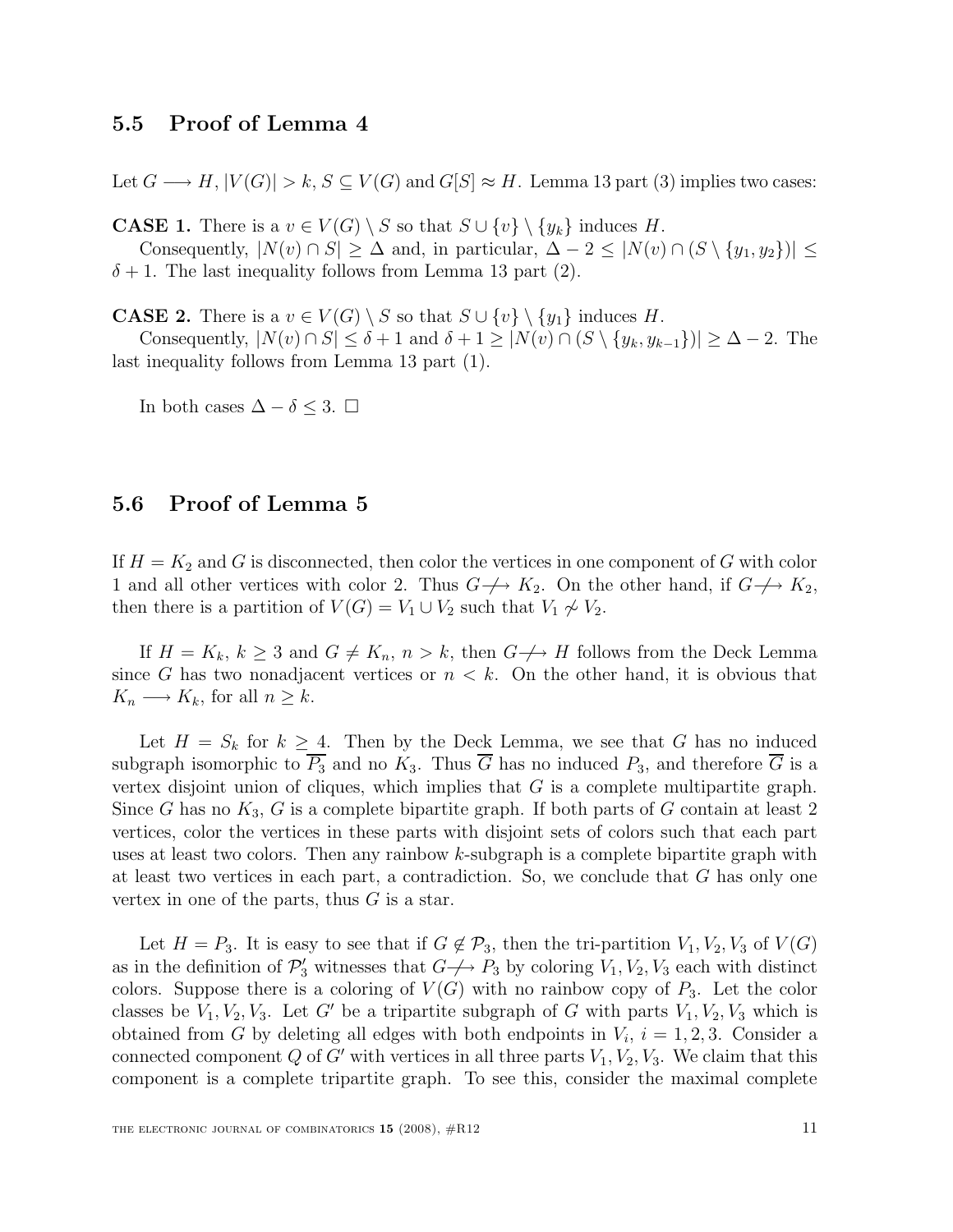### 5.5 Proof of Lemma 4

Let $G \longrightarrow H$, $|V(G)| > k$, $S \subseteq V(G)$ and $G[S] \approx H$. Lemma 13 part (3) implies two cases:

**CASE 1.** There is a $v \in V(G) \setminus S$ so that $S \cup \{v\} \setminus \{y_k\}$ induces $H$.

Consequently, $|N(v) \cap S| \geq \Delta$ and, in particular, $\Delta - 2 \leq |N(v) \cap (S \setminus \{y_1, y_2\})| \leq \delta + 1$. The last inequality follows from Lemma 13 part (2).

**CASE 2.** There is a $v \in V(G) \setminus S$ so that $S \cup \{v\} \setminus \{y_1\}$ induces $H$.

Consequently, $|N(v) \cap S| \leq \delta + 1$ and $\delta + 1 \geq |N(v) \cap (S \setminus \{y_k, y_{k-1}\})| \geq \Delta - 2$. The last inequality follows from Lemma 13 part (1).

In both cases $\Delta - \delta \leq 3$. $\square$

### 5.6 Proof of Lemma 5

If $H = K_2$ and $G$ is disconnected, then color the vertices in one component of $G$ with color 1 and all other vertices with color 2. Thus $G \not\longrightarrow K_2$. On the other hand, if $G \not\longrightarrow K_2$, then there is a partition of $V(G) = V_1 \cup V_2$ such that $V_1 \not\sim V_2$.

If $H = K_k$, $k \geq 3$ and $G \neq K_n$, $n > k$, then $G \not\longrightarrow H$ follows from the Deck Lemma since $G$ has two nonadjacent vertices or $n < k$. On the other hand, it is obvious that $K_n \longrightarrow K_k$, for all $n \geq k$.

Let $H = S_k$ for $k \geq 4$. Then by the Deck Lemma, we see that $G$ has no induced subgraph isomorphic to $\overline{P_3}$ and no $K_3$. Thus $\overline{G}$ has no induced $P_3$, and therefore $\overline{G}$ is a vertex disjoint union of cliques, which implies that $G$ is a complete multipartite graph. Since $G$ has no $K_3$, $G$ is a complete bipartite graph. If both parts of $G$ contain at least 2 vertices, color the vertices in these parts with disjoint sets of colors such that each part uses at least two colors. Then any rainbow $k$-subgraph is a complete bipartite graph with at least two vertices in each part, a contradiction. So, we conclude that $G$ has only one vertex in one of the parts, thus $G$ is a star.

Let $H = P_3$. It is easy to see that if $G \notin \mathcal{P}_3$, then the tri-partition $V_1, V_2, V_3$ of $V(G)$ as in the definition of $\mathcal{P}'_3$ witnesses that $G \not\longrightarrow P_3$ by coloring $V_1, V_2, V_3$ each with distinct colors. Suppose there is a coloring of $V(G)$ with no rainbow copy of $P_3$. Let the color classes be $V_1, V_2, V_3$. Let $G'$ be a tripartite subgraph of $G$ with parts $V_1, V_2, V_3$ which is obtained from $G$ by deleting all edges with both endpoints in $V_i$, $i = 1, 2, 3$. Consider a connected component $Q$ of $G'$ with vertices in all three parts $V_1, V_2, V_3$. We claim that this component is a complete tripartite graph. To see this, consider the maximal complete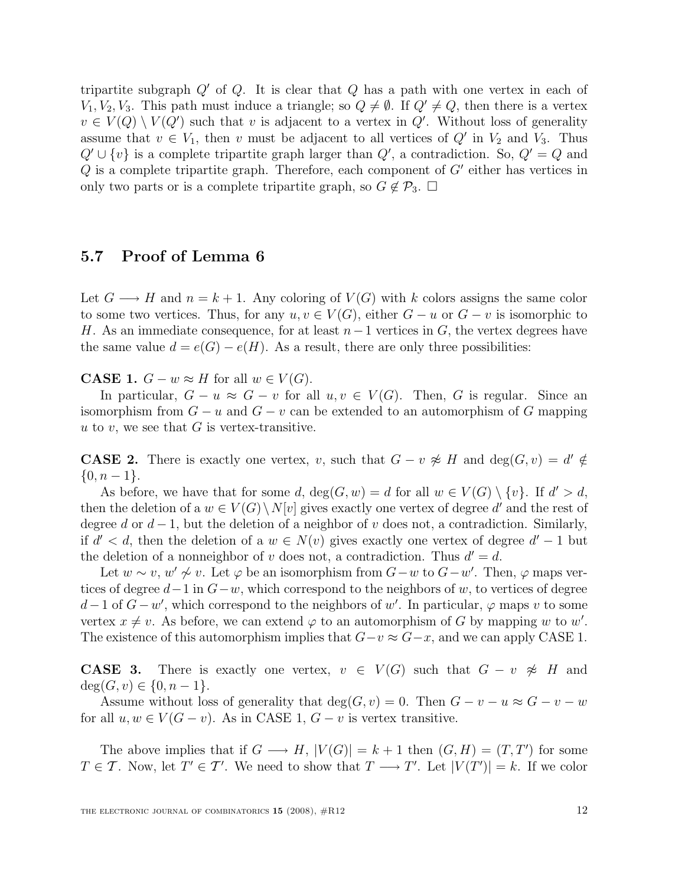tripartite subgraph $Q'$ of $Q$. It is clear that $Q$ has a path with one vertex in each of $V_1, V_2, V_3$. This path must induce a triangle; so $Q \neq \emptyset$. If $Q' \neq Q$, then there is a vertex $v \in V(Q) \setminus V(Q')$ such that $v$ is adjacent to a vertex in $Q'$. Without loss of generality assume that $v \in V_1$, then $v$ must be adjacent to all vertices of $Q'$ in $V_2$ and $V_3$. Thus $Q' \cup \{v\}$ is a complete tripartite graph larger than $Q'$, a contradiction. So, $Q' = Q$ and $Q$ is a complete tripartite graph. Therefore, each component of $G'$ either has vertices in only two parts or is a complete tripartite graph, so $G \notin \mathcal{P}_3$. $\square$

### 5.7 Proof of Lemma 6

Let $G \longrightarrow H$ and $n = k + 1$. Any coloring of $V(G)$ with $k$ colors assigns the same color to some two vertices. Thus, for any $u, v \in V(G)$, either $G - u$ or $G - v$ is isomorphic to $H$. As an immediate consequence, for at least $n - 1$ vertices in $G$, the vertex degrees have the same value $d = e(G) - e(H)$. As a result, there are only three possibilities:

**CASE 1.** $G - w \approx H$ for all $w \in V(G)$.

In particular, $G - u \approx G - v$ for all $u, v \in V(G)$. Then, $G$ is regular. Since an isomorphism from $G - u$ and $G - v$ can be extended to an automorphism of $G$ mapping $u$ to $v$, we see that $G$ is vertex-transitive.

**CASE 2.** There is exactly one vertex, $v$, such that $G - v \not\approx H$ and $\deg(G, v) = d' \notin \{0, n-1\}$.

As before, we have that for some $d$, $\deg(G, w) = d$ for all $w \in V(G) \setminus \{v\}$. If $d' > d$, then the deletion of a $w \in V(G) \setminus N[v]$ gives exactly one vertex of degree $d'$ and the rest of degree $d$ or $d - 1$, but the deletion of a neighbor of $v$ does not, a contradiction. Similarly, if $d' < d$, then the deletion of a $w \in N(v)$ gives exactly one vertex of degree $d' - 1$ but the deletion of a nonneighbor of $v$ does not, a contradiction. Thus $d' = d$.

Let $w \sim v$, $w' \not\sim v$. Let $\varphi$ be an isomorphism from $G - w$ to $G - w'$. Then, $\varphi$ maps vertices of degree $d - 1$ in $G - w$, which correspond to the neighbors of $w$, to vertices of degree $d - 1$ of $G - w'$, which correspond to the neighbors of $w'$. In particular, $\varphi$ maps $v$ to some vertex $x \neq v$. As before, we can extend $\varphi$ to an automorphism of $G$ by mapping $w$ to $w'$. The existence of this automorphism implies that $G - v \approx G - x$, and we can apply CASE 1.

**CASE 3.** There is exactly one vertex, $v \in V(G)$ such that $G - v \not\approx H$ and $\deg(G, v) \in \{0, n - 1\}$.

Assume without loss of generality that $\deg(G, v) = 0$. Then $G - v - u \approx G - v - w$ for all $u, w \in V(G - v)$. As in CASE 1, $G - v$ is vertex transitive.

The above implies that if $G \longrightarrow H$, $|V(G)| = k + 1$ then $(G, H) = (T, T')$ for some $T \in \mathcal{T}$. Now, let $T' \in \mathcal{T}'$. We need to show that $T \longrightarrow T'$. Let $|V(T')| = k$. If we color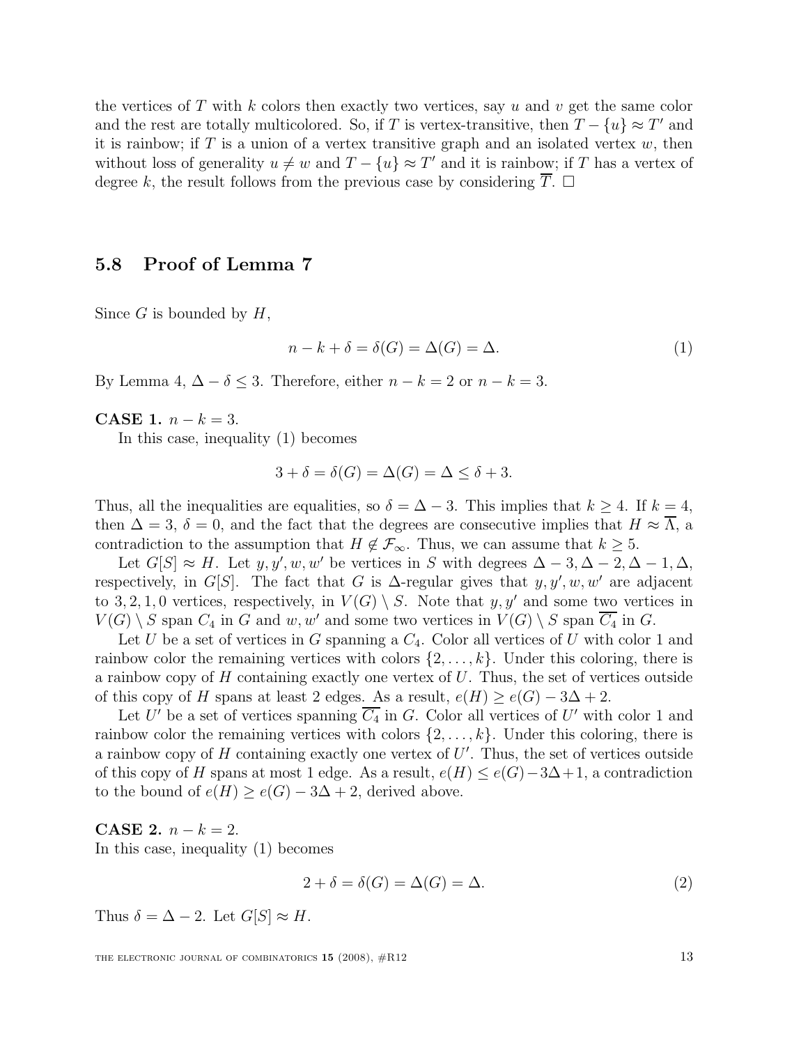the vertices of $T$ with $k$ colors then exactly two vertices, say $u$ and $v$ get the same color and the rest are totally multicolored. So, if $T$ is vertex-transitive, then $T - \{u\} \approx T'$ and it is rainbow; if $T$ is a union of a vertex transitive graph and an isolated vertex $w$, then without loss of generality $u \neq w$ and $T - \{u\} \approx T'$ and it is rainbow; if $T$ has a vertex of degree $k$, the result follows from the previous case by considering $\overline{T}$. $\Box$

## 5.8 Proof of Lemma 7

Since $G$ is bounded by $H$,

$$n - k + \delta = \delta(G) = \Delta(G) = \Delta. \tag{1}$$

By Lemma 4, $\Delta - \delta \leq 3$. Therefore, either $n - k = 2$ or $n - k = 3$.

**CASE 1.** $n - k = 3$.

In this case, inequality (1) becomes

$$3 + \delta = \delta(G) = \Delta(G) = \Delta \leq \delta + 3.$$

Thus, all the inequalities are equalities, so $\delta = \Delta - 3$. This implies that $k \geq 4$. If $k = 4$, then $\Delta = 3$, $\delta = 0$, and the fact that the degrees are consecutive implies that $H \approx \overline{\Lambda}$, a contradiction to the assumption that $H \notin \mathcal{F}_\infty$. Thus, we can assume that $k \geq 5$.

Let $G[S] \approx H$. Let $y, y', w, w'$ be vertices in $S$ with degrees $\Delta - 3, \Delta - 2, \Delta - 1, \Delta$, respectively, in $G[S]$. The fact that $G$ is $\Delta$-regular gives that $y, y', w, w'$ are adjacent to $3, 2, 1, 0$ vertices, respectively, in $V(G) \setminus S$. Note that $y, y'$ and some two vertices in $V(G) \setminus S$ span $C_4$ in $G$ and $w, w'$ and some two vertices in $V(G) \setminus S$ span $\overline{C_4}$ in $G$.

Let $U$ be a set of vertices in $G$ spanning a $C_4$. Color all vertices of $U$ with color 1 and rainbow color the remaining vertices with colors $\{2, \ldots, k\}$. Under this coloring, there is a rainbow copy of $H$ containing exactly one vertex of $U$. Thus, the set of vertices outside of this copy of $H$ spans at least 2 edges. As a result, $e(H) \geq e(G) - 3\Delta + 2$.

Let $U'$ be a set of vertices spanning $\overline{C_4}$ in $G$. Color all vertices of $U'$ with color 1 and rainbow color the remaining vertices with colors $\{2, \ldots, k\}$. Under this coloring, there is a rainbow copy of $H$ containing exactly one vertex of $U'$. Thus, the set of vertices outside of this copy of $H$ spans at most 1 edge. As a result, $e(H) \leq e(G) - 3\Delta + 1$, a contradiction to the bound of $e(H) \geq e(G) - 3\Delta + 2$, derived above.

**CASE 2.** $n - k = 2$.

In this case, inequality (1) becomes

$$2 + \delta = \delta(G) = \Delta(G) = \Delta. \tag{2}$$

Thus $\delta = \Delta - 2$. Let $G[S] \approx H$.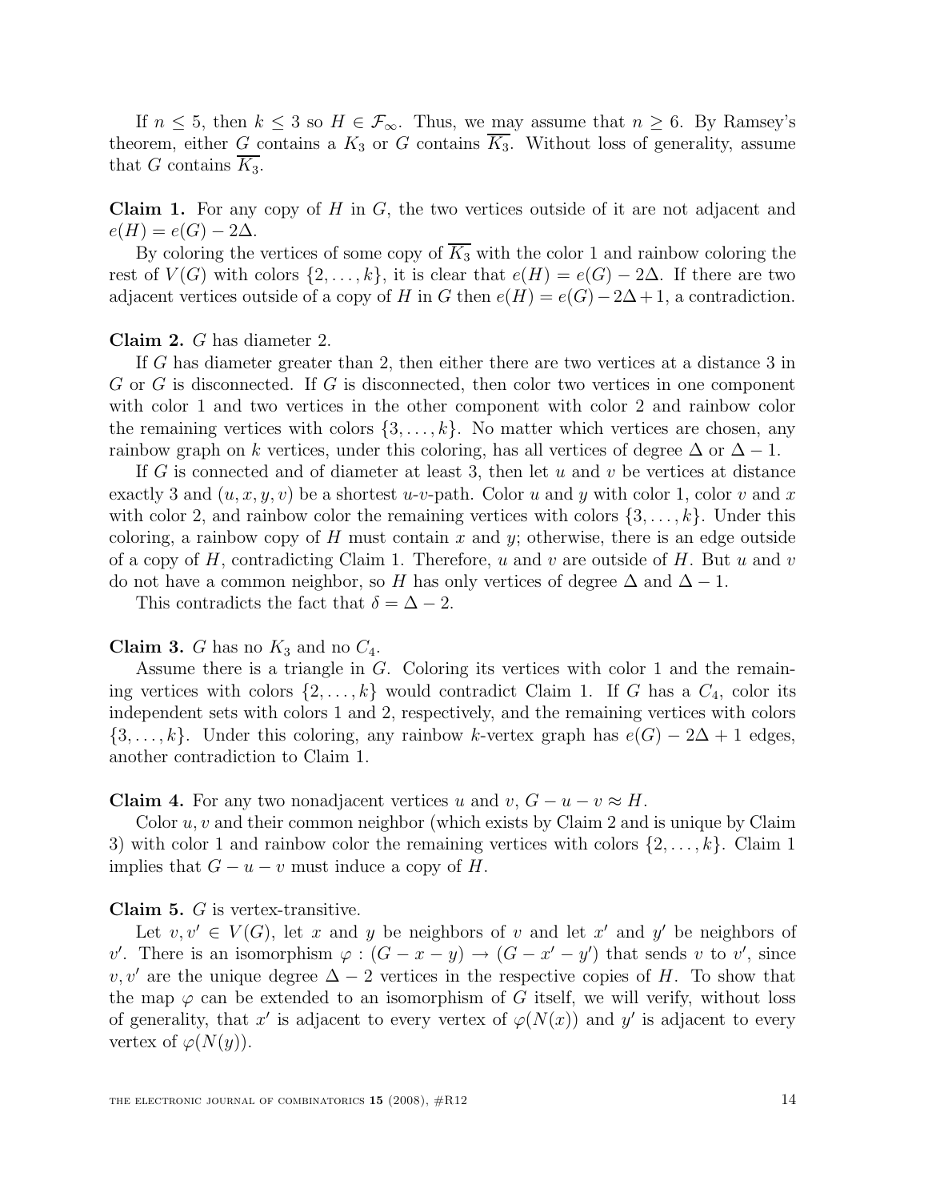If $n \leq 5$, then $k \leq 3$ so $H \in \mathcal{F}_\infty$. Thus, we may assume that $n \geq 6$. By Ramsey's theorem, either $G$ contains a $K_3$ or $G$ contains $\overline{K_3}$. Without loss of generality, assume that $G$ contains $\overline{K_3}$.

**Claim 1.** For any copy of $H$ in $G$, the two vertices outside of it are not adjacent and $e(H) = e(G) - 2\Delta$.

By coloring the vertices of some copy of $\overline{K_3}$ with the color 1 and rainbow coloring the rest of $V(G)$ with colors $\{2, \ldots, k\}$, it is clear that $e(H) = e(G) - 2\Delta$. If there are two adjacent vertices outside of a copy of $H$ in $G$ then $e(H) = e(G) - 2\Delta + 1$, a contradiction.

**Claim 2.** $G$ has diameter 2.

If $G$ has diameter greater than 2, then either there are two vertices at a distance 3 in $G$ or $G$ is disconnected. If $G$ is disconnected, then color two vertices in one component with color 1 and two vertices in the other component with color 2 and rainbow color the remaining vertices with colors $\{3, \ldots, k\}$. No matter which vertices are chosen, any rainbow graph on $k$ vertices, under this coloring, has all vertices of degree $\Delta$ or $\Delta - 1$.

If $G$ is connected and of diameter at least 3, then let $u$ and $v$ be vertices at distance exactly 3 and $(u, x, y, v)$ be a shortest $u$-$v$-path. Color $u$ and $y$ with color 1, color $v$ and $x$ with color 2, and rainbow color the remaining vertices with colors $\{3, \ldots, k\}$. Under this coloring, a rainbow copy of $H$ must contain $x$ and $y$; otherwise, there is an edge outside of a copy of $H$, contradicting Claim 1. Therefore, $u$ and $v$ are outside of $H$. But $u$ and $v$ do not have a common neighbor, so $H$ has only vertices of degree $\Delta$ and $\Delta - 1$.

This contradicts the fact that $\delta = \Delta - 2$.

**Claim 3.** $G$ has no $K_3$ and no $C_4$.

Assume there is a triangle in $G$. Coloring its vertices with color 1 and the remaining vertices with colors $\{2, \ldots, k\}$ would contradict Claim 1. If $G$ has a $C_4$, color its independent sets with colors 1 and 2, respectively, and the remaining vertices with colors $\{3, \ldots, k\}$. Under this coloring, any rainbow $k$-vertex graph has $e(G) - 2\Delta + 1$ edges, another contradiction to Claim 1.

**Claim 4.** For any two nonadjacent vertices $u$ and $v$, $G - u - v \approx H$.

Color $u, v$ and their common neighbor (which exists by Claim 2 and is unique by Claim 3) with color 1 and rainbow color the remaining vertices with colors $\{2, \ldots, k\}$. Claim 1 implies that $G - u - v$ must induce a copy of $H$.

**Claim 5.** $G$ is vertex-transitive.

Let $v, v' \in V(G)$, let $x$ and $y$ be neighbors of $v$ and let $x'$ and $y'$ be neighbors of $v'$. There is an isomorphism $\varphi : (G - x - y) \to (G - x' - y')$ that sends $v$ to $v'$, since $v, v'$ are the unique degree $\Delta - 2$ vertices in the respective copies of $H$. To show that the map $\varphi$ can be extended to an isomorphism of $G$ itself, we will verify, without loss of generality, that $x'$ is adjacent to every vertex of $\varphi(N(x))$ and $y'$ is adjacent to every vertex of $\varphi(N(y))$.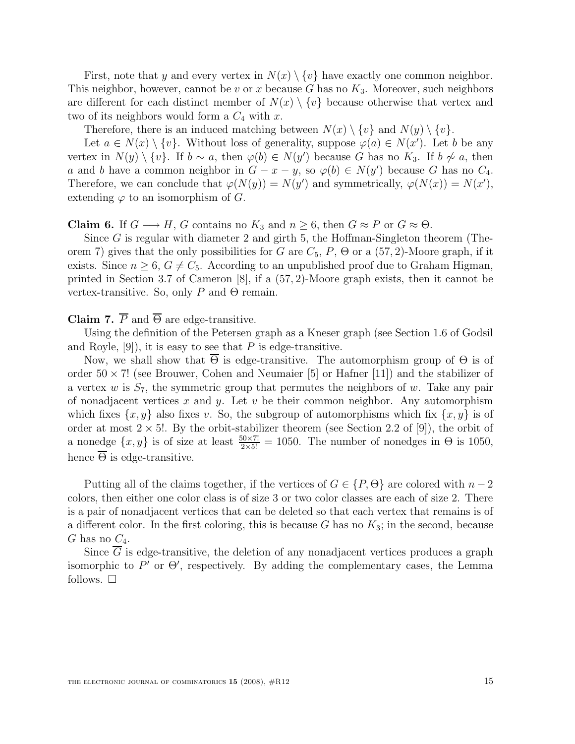First, note that $y$ and every vertex in $N(x) \setminus \{v\}$ have exactly one common neighbor. This neighbor, however, cannot be $v$ or $x$ because $G$ has no $K_3$. Moreover, such neighbors are different for each distinct member of $N(x) \setminus \{v\}$ because otherwise that vertex and two of its neighbors would form a $C_4$ with $x$.

Therefore, there is an induced matching between $N(x) \setminus \{v\}$ and $N(y) \setminus \{v\}$.

Let $a \in N(x) \setminus \{v\}$. Without loss of generality, suppose $\varphi(a) \in N(x')$. Let $b$ be any vertex in $N(y) \setminus \{v\}$. If $b \sim a$, then $\varphi(b) \in N(y')$ because $G$ has no $K_3$. If $b \not\sim a$, then $a$ and $b$ have a common neighbor in $G - x - y$, so $\varphi(b) \in N(y')$ because $G$ has no $C_4$. Therefore, we can conclude that $\varphi(N(y)) = N(y')$ and symmetrically, $\varphi(N(x)) = N(x')$, extending $\varphi$ to an isomorphism of $G$.

**Claim 6.** If $G \longrightarrow H$, $G$ contains no $K_3$ and $n \geq 6$, then $G \approx P$ or $G \approx \Theta$.

Since $G$ is regular with diameter 2 and girth 5, the Hoffman-Singleton theorem (Theorem 7) gives that the only possibilities for $G$ are $C_5$, $P$, $\Theta$ or a $(57, 2)$-Moore graph, if it exists. Since $n \geq 6$, $G \neq C_5$. According to an unpublished proof due to Graham Higman, printed in Section 3.7 of Cameron [8], if a $(57, 2)$-Moore graph exists, then it cannot be vertex-transitive. So, only $P$ and $\Theta$ remain.

**Claim 7.** $\overline{P}$ and $\overline{\Theta}$ are edge-transitive.

Using the definition of the Petersen graph as a Kneser graph (see Section 1.6 of Godsil and Royle, [9]), it is easy to see that $\overline{P}$ is edge-transitive.

Now, we shall show that $\overline{\Theta}$ is edge-transitive. The automorphism group of $\Theta$ is of order $50 \times 7!$ (see Brouwer, Cohen and Neumaier [5] or Hafner [11]) and the stabilizer of a vertex $w$ is $S_7$, the symmetric group that permutes the neighbors of $w$. Take any pair of nonadjacent vertices $x$ and $y$. Let $v$ be their common neighbor. Any automorphism which fixes $\{x, y\}$ also fixes $v$. So, the subgroup of automorphisms which fix $\{x, y\}$ is of order at most $2 \times 5!$. By the orbit-stabilizer theorem (see Section 2.2 of [9]), the orbit of a nonedge $\{x, y\}$ is of size at least $\frac{50 \times 7!}{2 \times 5!} = 1050$. The number of nonedges in $\Theta$ is 1050, hence $\overline{\Theta}$ is edge-transitive.

Putting all of the claims together, if the vertices of $G \in \{P, \Theta\}$ are colored with $n-2$ colors, then either one color class is of size 3 or two color classes are each of size 2. There is a pair of nonadjacent vertices that can be deleted so that each vertex that remains is of a different color. In the first coloring, this is because $G$ has no $K_3$; in the second, because $G$ has no $C_4$.

Since $\overline{G}$ is edge-transitive, the deletion of any nonadjacent vertices produces a graph isomorphic to $P'$ or $\Theta'$, respectively. By adding the complementary cases, the Lemma follows. $\square$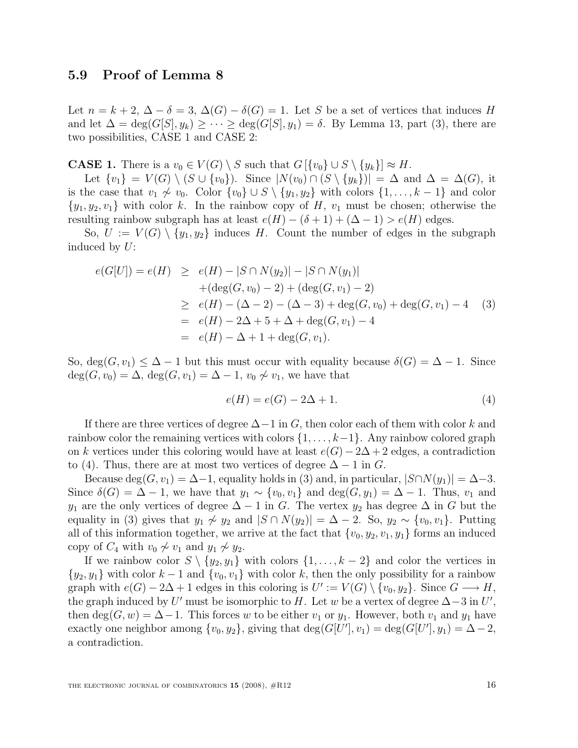### 5.9 Proof of Lemma 8

Let $n = k + 2$, $\Delta - \delta = 3$, $\Delta(G) - \delta(G) = 1$. Let $S$ be a set of vertices that induces $H$ and let $\Delta = \deg(G[S], y_k) \geq \cdots \geq \deg(G[S], y_1) = \delta$. By Lemma 13, part (3), there are two possibilities, CASE 1 and CASE 2:

**CASE 1.** There is a $v_0 \in V(G) \setminus S$ such that $G[\{v_0\} \cup S \setminus \{y_k\}] \approx H$.

Let $\{v_1\} = V(G) \setminus (S \cup \{v_0\})$. Since $|N(v_0) \cap (S \setminus \{y_k\})| = \Delta$ and $\Delta = \Delta(G)$, it is the case that $v_1 \not\sim v_0$. Color $\{v_0\} \cup S \setminus \{y_1, y_2\}$ with colors $\{1, \ldots, k-1\}$ and color $\{y_1, y_2, v_1\}$ with color $k$. In the rainbow copy of $H$, $v_1$ must be chosen; otherwise the resulting rainbow subgraph has at least $e(H) - (\delta + 1) + (\Delta - 1) > e(H)$ edges.

So, $U := V(G) \setminus \{y_1, y_2\}$ induces $H$. Count the number of edges in the subgraph induced by $U$:

$$
\begin{aligned}
e(G[U]) = e(H) &\geq e(H) - |S \cap N(y_2)| - |S \cap N(y_1)| \\
&\quad + (\deg(G, v_0) - 2) + (\deg(G, v_1) - 2) \\
&\geq e(H) - (\Delta - 2) - (\Delta - 3) + \deg(G, v_0) + \deg(G, v_1) - 4 \qquad (3) \\
&= e(H) - 2\Delta + 5 + \Delta + \deg(G, v_1) - 4 \\
&= e(H) - \Delta + 1 + \deg(G, v_1).
\end{aligned}
$$

So, $\deg(G, v_1) \leq \Delta - 1$ but this must occur with equality because $\delta(G) = \Delta - 1$. Since $\deg(G, v_0) = \Delta$, $\deg(G, v_1) = \Delta - 1$, $v_0 \not\sim v_1$, we have that

$$
e(H) = e(G) - 2\Delta + 1. \qquad (4)
$$

If there are three vertices of degree $\Delta - 1$ in $G$, then color each of them with color $k$ and rainbow color the remaining vertices with colors $\{1, \ldots, k-1\}$. Any rainbow colored graph on $k$ vertices under this coloring would have at least $e(G) - 2\Delta + 2$ edges, a contradiction to (4). Thus, there are at most two vertices of degree $\Delta - 1$ in $G$.

Because $\deg(G, v_1) = \Delta - 1$, equality holds in (3) and, in particular, $|S \cap N(y_1)| = \Delta - 3$. Since $\delta(G) = \Delta - 1$, we have that $y_1 \sim \{v_0, v_1\}$ and $\deg(G, y_1) = \Delta - 1$. Thus, $v_1$ and $y_1$ are the only vertices of degree $\Delta - 1$ in $G$. The vertex $y_2$ has degree $\Delta$ in $G$ but the equality in (3) gives that $y_1 \not\sim y_2$ and $|S \cap N(y_2)| = \Delta - 2$. So, $y_2 \sim \{v_0, v_1\}$. Putting all of this information together, we arrive at the fact that $\{v_0, y_2, v_1, y_1\}$ forms an induced copy of $C_4$ with $v_0 \not\sim v_1$ and $y_1 \not\sim y_2$.

If we rainbow color $S \setminus \{y_2, y_1\}$ with colors $\{1, \ldots, k-2\}$ and color the vertices in $\{y_2, y_1\}$ with color $k-1$ and $\{v_0, v_1\}$ with color $k$, then the only possibility for a rainbow graph with $e(G) - 2\Delta + 1$ edges in this coloring is $U' := V(G) \setminus \{v_0, y_2\}$. Since $G \longrightarrow H$, the graph induced by $U'$ must be isomorphic to $H$. Let $w$ be a vertex of degree $\Delta - 3$ in $U'$, then $\deg(G, w) = \Delta - 1$. This forces $w$ to be either $v_1$ or $y_1$. However, both $v_1$ and $y_1$ have exactly one neighbor among $\{v_0, y_2\}$, giving that $\deg(G[U'], v_1) = \deg(G[U'], y_1) = \Delta - 2$, a contradiction.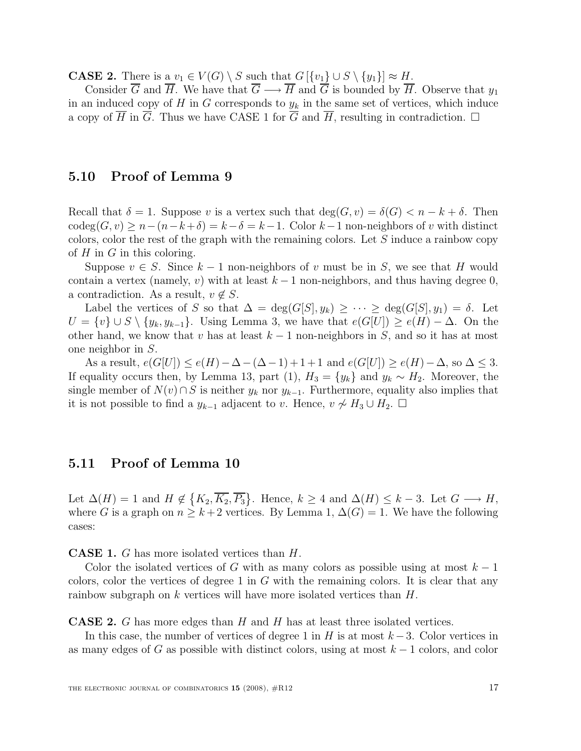**CASE 2.** There is a $v_1 \in V(G) \setminus S$ such that $G[\{v_1\} \cup S \setminus \{y_1\}] \approx H$.

Consider $\overline{G}$ and $\overline{H}$. We have that $\overline{G} \longrightarrow \overline{H}$ and $\overline{G}$ is bounded by $\overline{H}$. Observe that $y_1$ in an induced copy of $H$ in $G$ corresponds to $y_k$ in the same set of vertices, which induce a copy of $\overline{H}$ in $\overline{G}$. Thus we have CASE 1 for $\overline{G}$ and $\overline{H}$, resulting in contradiction. $\Box$

## 5.10 Proof of Lemma 9

Recall that $\delta = 1$. Suppose $v$ is a vertex such that $\deg(G, v) = \delta(G) < n - k + \delta$. Then $\text{codeg}(G, v) \geq n - (n - k + \delta) = k - \delta = k - 1$. Color $k - 1$ non-neighbors of $v$ with distinct colors, color the rest of the graph with the remaining colors. Let $S$ induce a rainbow copy of $H$ in $G$ in this coloring.

Suppose $v \in S$. Since $k - 1$ non-neighbors of $v$ must be in $S$, we see that $H$ would contain a vertex (namely, $v$) with at least $k - 1$ non-neighbors, and thus having degree 0, a contradiction. As a result, $v \notin S$.

Label the vertices of $S$ so that $\Delta = \deg(G[S], y_k) \geq \cdots \geq \deg(G[S], y_1) = \delta$. Let $U = \{v\} \cup S \setminus \{y_k, y_{k-1}\}$. Using Lemma 3, we have that $e(G[U]) \geq e(H) - \Delta$. On the other hand, we know that $v$ has at least $k - 1$ non-neighbors in $S$, and so it has at most one neighbor in $S$.

As a result, $e(G[U]) \leq e(H) - \Delta - (\Delta - 1) + 1 + 1$ and $e(G[U]) \geq e(H) - \Delta$, so $\Delta \leq 3$. If equality occurs then, by Lemma 13, part (1), $H_3 = \{y_k\}$ and $y_k \sim H_2$. Moreover, the single member of $N(v) \cap S$ is neither $y_k$ nor $y_{k-1}$. Furthermore, equality also implies that it is not possible to find a $y_{k-1}$ adjacent to $v$. Hence, $v \not\sim H_3 \cup H_2$. $\Box$

## 5.11 Proof of Lemma 10

Let $\Delta(H) = 1$ and $H \notin \{K_2, \overline{K_2}, \overline{P_3}\}$. Hence, $k \geq 4$ and $\Delta(H) \leq k - 3$. Let $G \longrightarrow H$, where $G$ is a graph on $n \geq k + 2$ vertices. By Lemma 1, $\Delta(G) = 1$. We have the following cases:

**CASE 1.** $G$ has more isolated vertices than $H$.

Color the isolated vertices of $G$ with as many colors as possible using at most $k - 1$ colors, color the vertices of degree 1 in $G$ with the remaining colors. It is clear that any rainbow subgraph on $k$ vertices will have more isolated vertices than $H$.

**CASE 2.** $G$ has more edges than $H$ and $H$ has at least three isolated vertices.

In this case, the number of vertices of degree 1 in $H$ is at most $k - 3$. Color vertices in as many edges of $G$ as possible with distinct colors, using at most $k - 1$ colors, and color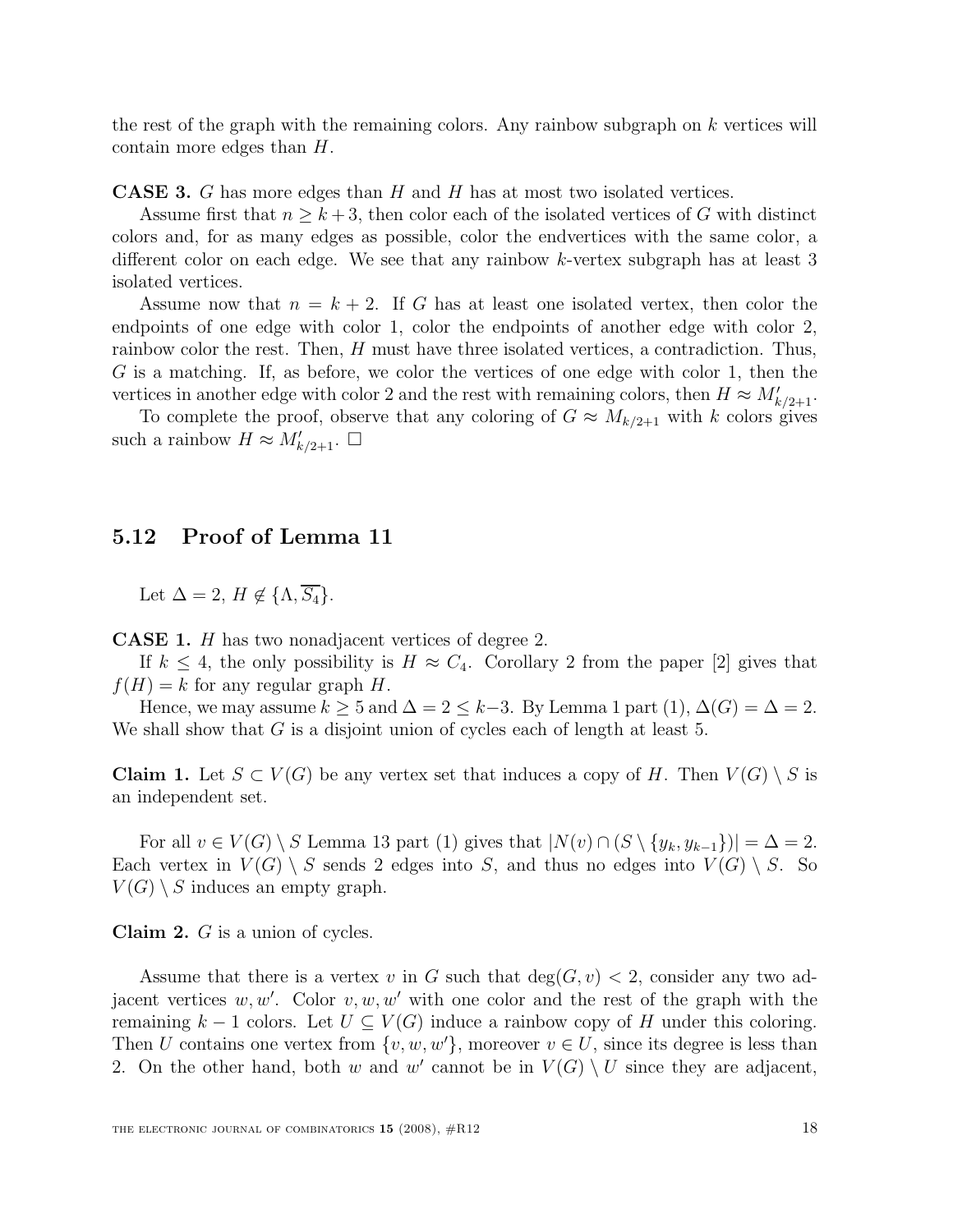the rest of the graph with the remaining colors. Any rainbow subgraph on $k$ vertices will contain more edges than $H$.

**CASE 3.** $G$ has more edges than $H$ and $H$ has at most two isolated vertices.

Assume first that $n \geq k+3$, then color each of the isolated vertices of $G$ with distinct colors and, for as many edges as possible, color the endvertices with the same color, a different color on each edge. We see that any rainbow $k$-vertex subgraph has at least 3 isolated vertices.

Assume now that $n = k+2$. If $G$ has at least one isolated vertex, then color the endpoints of one edge with color 1, color the endpoints of another edge with color 2, rainbow color the rest. Then, $H$ must have three isolated vertices, a contradiction. Thus, $G$ is a matching. If, as before, we color the vertices of one edge with color 1, then the vertices in another edge with color 2 and the rest with remaining colors, then $H \approx M'_{k/2+1}$.

To complete the proof, observe that any coloring of $G \approx M_{k/2+1}$ with $k$ colors gives such a rainbow $H \approx M'_{k/2+1}$. $\square$

## 5.12 Proof of Lemma 11

Let $\Delta = 2$, $H \notin \{\Lambda, \overline{S_4}\}$.

**CASE 1.** $H$ has two nonadjacent vertices of degree 2.

If $k \leq 4$, the only possibility is $H \approx C_4$. Corollary 2 from the paper [2] gives that $f(H) = k$ for any regular graph $H$.

Hence, we may assume $k \geq 5$ and $\Delta = 2 \leq k-3$. By Lemma 1 part (1), $\Delta(G) = \Delta = 2$. We shall show that $G$ is a disjoint union of cycles each of length at least 5.

**Claim 1.** Let $S \subset V(G)$ be any vertex set that induces a copy of $H$. Then $V(G) \setminus S$ is an independent set.

For all $v \in V(G) \setminus S$ Lemma 13 part (1) gives that $|N(v) \cap (S \setminus \{y_k, y_{k-1}\})| = \Delta = 2$. Each vertex in $V(G) \setminus S$ sends 2 edges into $S$, and thus no edges into $V(G) \setminus S$. So $V(G) \setminus S$ induces an empty graph.

**Claim 2.** $G$ is a union of cycles.

Assume that there is a vertex $v$ in $G$ such that $\deg(G, v) < 2$, consider any two adjacent vertices $w, w'$. Color $v, w, w'$ with one color and the rest of the graph with the remaining $k-1$ colors. Let $U \subseteq V(G)$ induce a rainbow copy of $H$ under this coloring. Then $U$ contains one vertex from $\{v, w, w'\}$, moreover $v \in U$, since its degree is less than 2. On the other hand, both $w$ and $w'$ cannot be in $V(G) \setminus U$ since they are adjacent,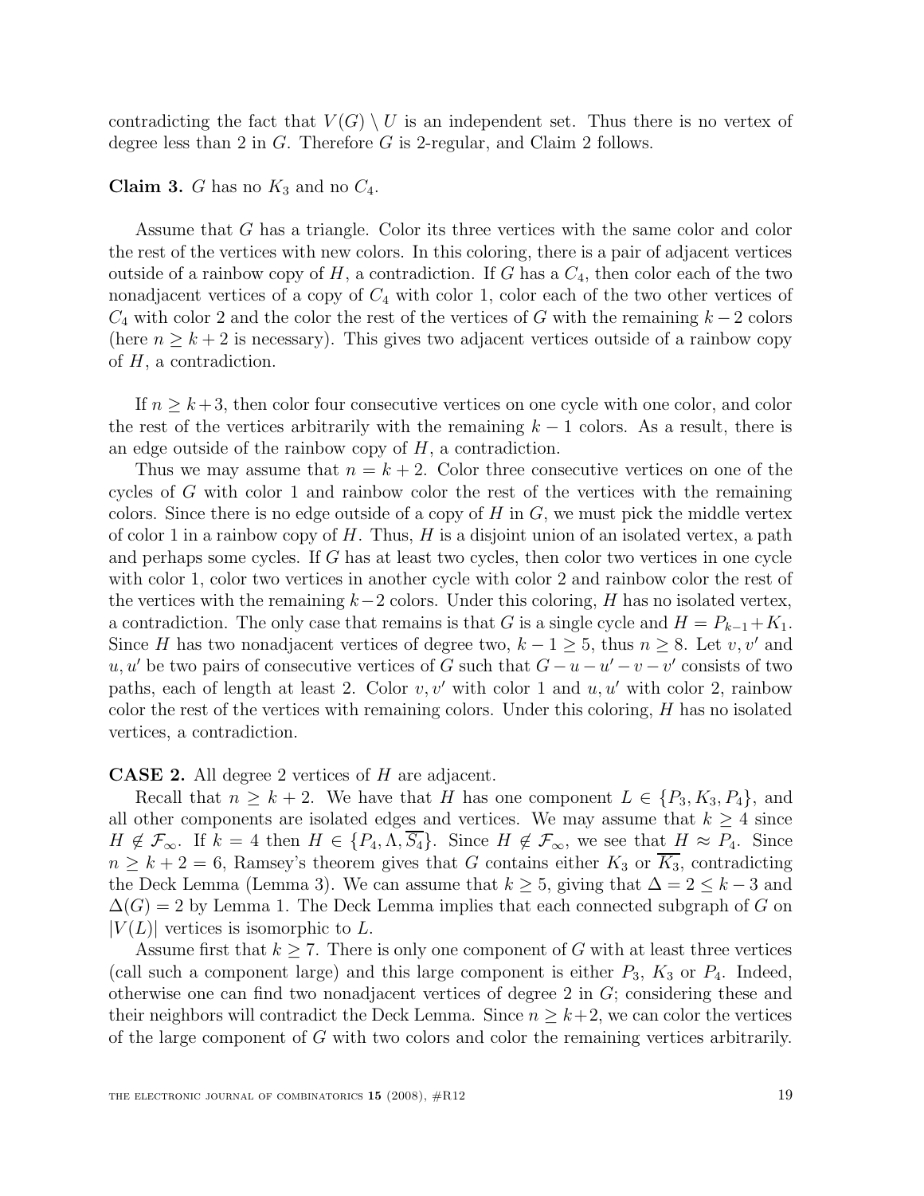contradicting the fact that $V(G) \setminus U$ is an independent set. Thus there is no vertex of degree less than 2 in $G$. Therefore $G$ is 2-regular, and Claim 2 follows.

**Claim 3.** *$G$ has no $K_3$ and no $C_4$.*

Assume that $G$ has a triangle. Color its three vertices with the same color and color the rest of the vertices with new colors. In this coloring, there is a pair of adjacent vertices outside of a rainbow copy of $H$, a contradiction. If $G$ has a $C_4$, then color each of the two nonadjacent vertices of a copy of $C_4$ with color 1, color each of the two other vertices of $C_4$ with color 2 and the color the rest of the vertices of $G$ with the remaining $k-2$ colors (here $n \geq k+2$ is necessary). This gives two adjacent vertices outside of a rainbow copy of $H$, a contradiction.

If $n \geq k+3$, then color four consecutive vertices on one cycle with one color, and color the rest of the vertices arbitrarily with the remaining $k-1$ colors. As a result, there is an edge outside of the rainbow copy of $H$, a contradiction.

Thus we may assume that $n = k+2$. Color three consecutive vertices on one of the cycles of $G$ with color 1 and rainbow color the rest of the vertices with the remaining colors. Since there is no edge outside of a copy of $H$ in $G$, we must pick the middle vertex of color 1 in a rainbow copy of $H$. Thus, $H$ is a disjoint union of an isolated vertex, a path and perhaps some cycles. If $G$ has at least two cycles, then color two vertices in one cycle with color 1, color two vertices in another cycle with color 2 and rainbow color the rest of the vertices with the remaining $k-2$ colors. Under this coloring, $H$ has no isolated vertex, a contradiction. The only case that remains is that $G$ is a single cycle and $H = P_{k-1} + K_1$. Since $H$ has two nonadjacent vertices of degree two, $k-1 \geq 5$, thus $n \geq 8$. Let $v, v'$ and $u, u'$ be two pairs of consecutive vertices of $G$ such that $G - u - u' - v - v'$ consists of two paths, each of length at least 2. Color $v, v'$ with color 1 and $u, u'$ with color 2, rainbow color the rest of the vertices with remaining colors. Under this coloring, $H$ has no isolated vertices, a contradiction.

**CASE 2.** All degree 2 vertices of $H$ are adjacent.

Recall that $n \geq k+2$. We have that $H$ has one component $L \in \{P_3, K_3, P_4\}$, and all other components are isolated edges and vertices. We may assume that $k \geq 4$ since $H \notin \mathcal{F}_\infty$. If $k = 4$ then $H \in \{P_4, \Lambda, \overline{S_4}\}$. Since $H \notin \mathcal{F}_\infty$, we see that $H \approx P_4$. Since $n \geq k+2 = 6$, Ramsey's theorem gives that $G$ contains either $K_3$ or $\overline{K_3}$, contradicting the Deck Lemma (Lemma 3). We can assume that $k \geq 5$, giving that $\Delta = 2 \leq k-3$ and $\Delta(G) = 2$ by Lemma 1. The Deck Lemma implies that each connected subgraph of $G$ on $|V(L)|$ vertices is isomorphic to $L$.

Assume first that $k \geq 7$. There is only one component of $G$ with at least three vertices (call such a component large) and this large component is either $P_3$, $K_3$ or $P_4$. Indeed, otherwise one can find two nonadjacent vertices of degree 2 in $G$; considering these and their neighbors will contradict the Deck Lemma. Since $n \geq k+2$, we can color the vertices of the large component of $G$ with two colors and color the remaining vertices arbitrarily.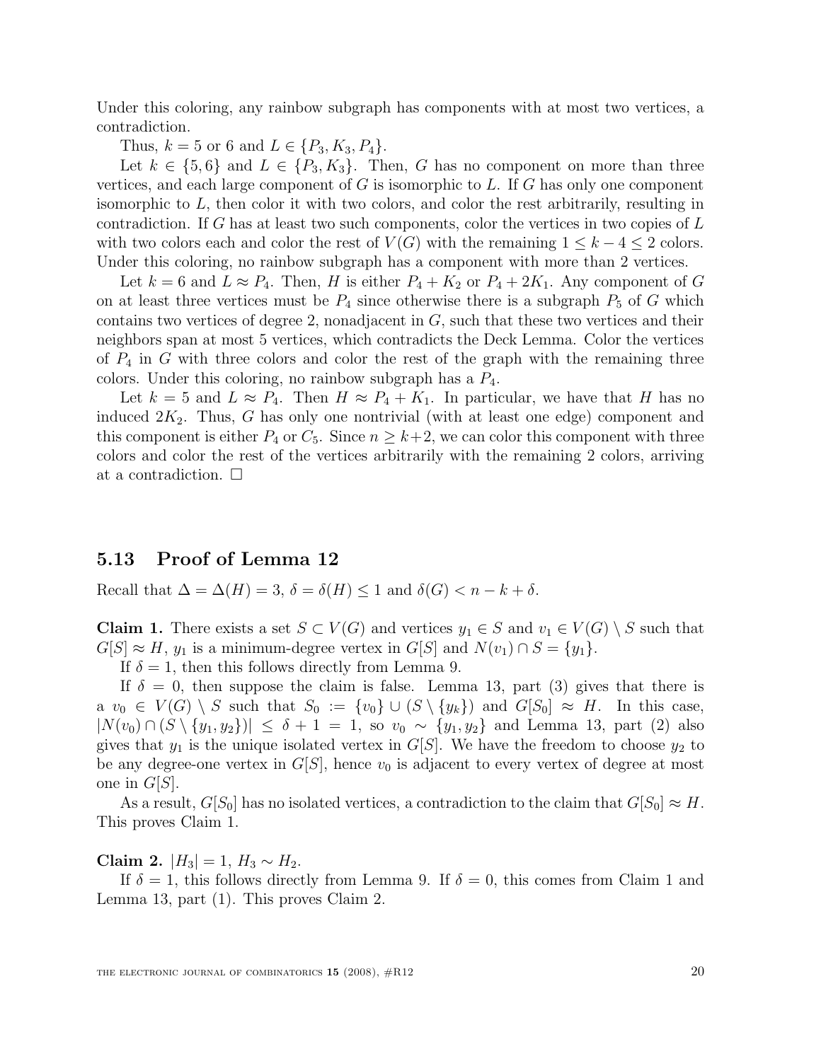Under this coloring, any rainbow subgraph has components with at most two vertices, a contradiction.

Thus, $k = 5$ or 6 and $L \in \{P_3, K_3, P_4\}$.

Let $k \in \{5, 6\}$ and $L \in \{P_3, K_3\}$. Then, $G$ has no component on more than three vertices, and each large component of $G$ is isomorphic to $L$. If $G$ has only one component isomorphic to $L$, then color it with two colors, and color the rest arbitrarily, resulting in contradiction. If $G$ has at least two such components, color the vertices in two copies of $L$ with two colors each and color the rest of $V(G)$ with the remaining $1 \leq k-4 \leq 2$ colors. Under this coloring, no rainbow subgraph has a component with more than 2 vertices.

Let $k = 6$ and $L \approx P_4$. Then, $H$ is either $P_4 + K_2$ or $P_4 + 2K_1$. Any component of $G$ on at least three vertices must be $P_4$ since otherwise there is a subgraph $P_5$ of $G$ which contains two vertices of degree 2, nonadjacent in $G$, such that these two vertices and their neighbors span at most 5 vertices, which contradicts the Deck Lemma. Color the vertices of $P_4$ in $G$ with three colors and color the rest of the graph with the remaining three colors. Under this coloring, no rainbow subgraph has a $P_4$.

Let $k = 5$ and $L \approx P_4$. Then $H \approx P_4 + K_1$. In particular, we have that $H$ has no induced $2K_2$. Thus, $G$ has only one nontrivial (with at least one edge) component and this component is either $P_4$ or $C_5$. Since $n \geq k+2$, we can color this component with three colors and color the rest of the vertices arbitrarily with the remaining 2 colors, arriving at a contradiction. □

### 5.13 Proof of Lemma 12

Recall that $\Delta = \Delta(H) = 3$, $\delta = \delta(H) \leq 1$ and $\delta(G) < n - k + \delta$.

**Claim 1.** There exists a set $S \subset V(G)$ and vertices $y_1 \in S$ and $v_1 \in V(G) \setminus S$ such that $G[S] \approx H$, $y_1$ is a minimum-degree vertex in $G[S]$ and $N(v_1) \cap S = \{y_1\}$.

If $\delta = 1$, then this follows directly from Lemma 9.

If $\delta = 0$, then suppose the claim is false. Lemma 13, part (3) gives that there is a $v_0 \in V(G) \setminus S$ such that $S_0 := \{v_0\} \cup (S \setminus \{y_k\})$ and $G[S_0] \approx H$. In this case, $|N(v_0) \cap (S \setminus \{y_1, y_2\})| \leq \delta + 1 = 1$, so $v_0 \sim \{y_1, y_2\}$ and Lemma 13, part (2) also gives that $y_1$ is the unique isolated vertex in $G[S]$. We have the freedom to choose $y_2$ to be any degree-one vertex in $G[S]$, hence $v_0$ is adjacent to every vertex of degree at most one in $G[S]$.

As a result, $G[S_0]$ has no isolated vertices, a contradiction to the claim that $G[S_0] \approx H$. This proves Claim 1.

**Claim 2.** $|H_3| = 1$, $H_3 \sim H_2$.

If $\delta = 1$, this follows directly from Lemma 9. If $\delta = 0$, this comes from Claim 1 and Lemma 13, part (1). This proves Claim 2.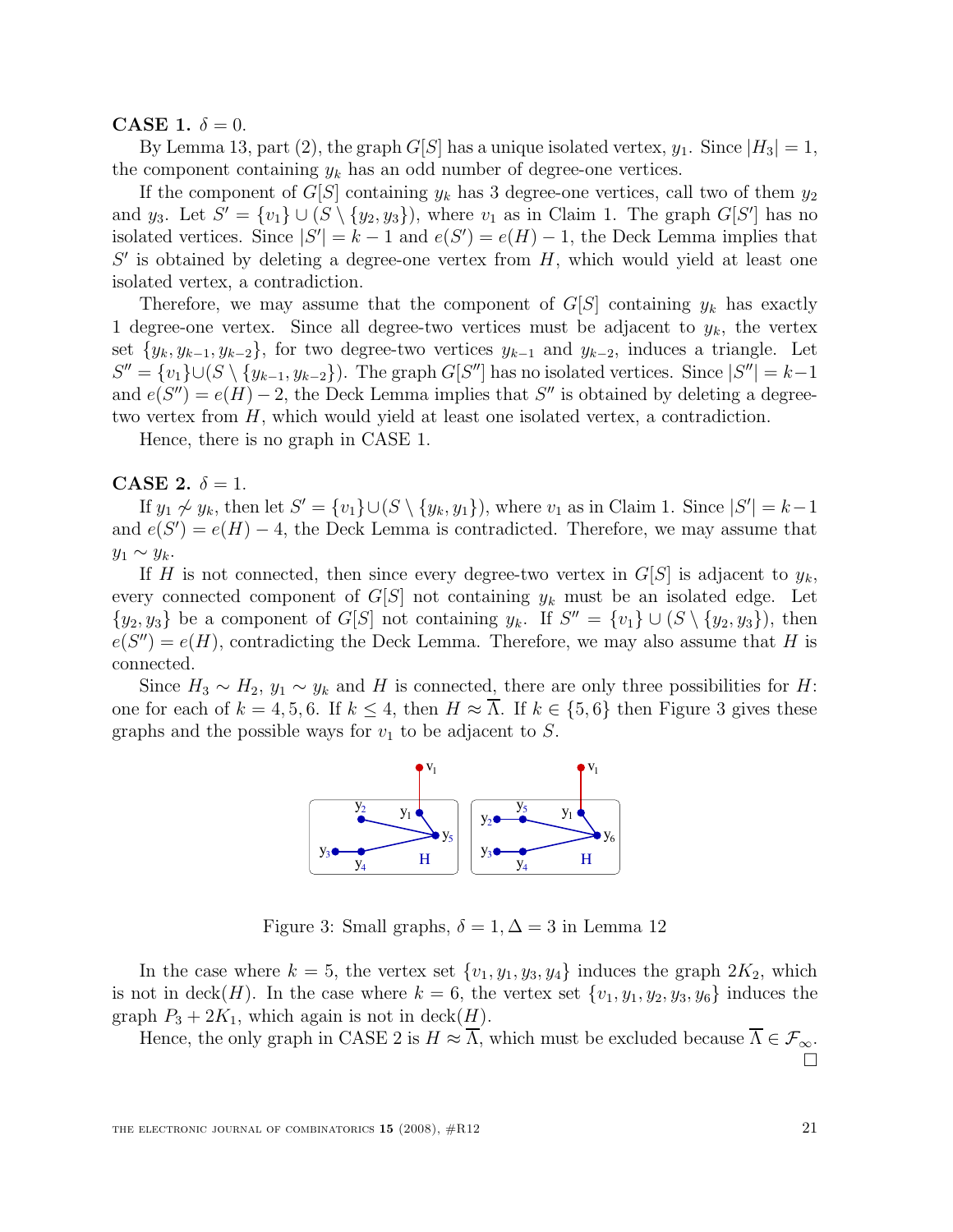**CASE 1.** $\delta = 0$.

By Lemma 13, part (2), the graph $G[S]$ has a unique isolated vertex, $y_1$. Since $|H_3| = 1$, the component containing $y_k$ has an odd number of degree-one vertices.

If the component of $G[S]$ containing $y_k$ has 3 degree-one vertices, call two of them $y_2$ and $y_3$. Let $S' = \{v_1\} \cup (S \setminus \{y_2, y_3\})$, where $v_1$ as in Claim 1. The graph $G[S']$ has no isolated vertices. Since $|S'| = k - 1$ and $e(S') = e(H) - 1$, the Deck Lemma implies that $S'$ is obtained by deleting a degree-one vertex from $H$, which would yield at least one isolated vertex, a contradiction.

Therefore, we may assume that the component of $G[S]$ containing $y_k$ has exactly 1 degree-one vertex. Since all degree-two vertices must be adjacent to $y_k$, the vertex set $\{y_k, y_{k-1}, y_{k-2}\}$, for two degree-two vertices $y_{k-1}$ and $y_{k-2}$, induces a triangle. Let $S'' = \{v_1\} \cup (S \setminus \{y_{k-1}, y_{k-2}\})$. The graph $G[S'']$ has no isolated vertices. Since $|S''| = k-1$ and $e(S'') = e(H) - 2$, the Deck Lemma implies that $S''$ is obtained by deleting a degree-two vertex from $H$, which would yield at least one isolated vertex, a contradiction.

Hence, there is no graph in CASE 1.

**CASE 2.** $\delta = 1$.

If $y_1 \not\sim y_k$, then let $S' = \{v_1\} \cup (S \setminus \{y_k, y_1\})$, where $v_1$ as in Claim 1. Since $|S'| = k-1$ and $e(S') = e(H) - 4$, the Deck Lemma is contradicted. Therefore, we may assume that $y_1 \sim y_k$.

If $H$ is not connected, then since every degree-two vertex in $G[S]$ is adjacent to $y_k$, every connected component of $G[S]$ not containing $y_k$ must be an isolated edge. Let $\{y_2, y_3\}$ be a component of $G[S]$ not containing $y_k$. If $S'' = \{v_1\} \cup (S \setminus \{y_2, y_3\})$, then $e(S'') = e(H)$, contradicting the Deck Lemma. Therefore, we may also assume that $H$ is connected.

Since $H_3 \sim H_2$, $y_1 \sim y_k$ and $H$ is connected, there are only three possibilities for $H$: one for each of $k = 4, 5, 6$. If $k \leq 4$, then $H \approx \overline{\Lambda}$. If $k \in \{5, 6\}$ then Figure 3 gives these graphs and the possible ways for $v_1$ to be adjacent to $S$.

Figure 3: Small graphs, $\delta = 1, \Delta = 3$ in Lemma 12

In the case where $k = 5$, the vertex set $\{v_1, y_1, y_3, y_4\}$ induces the graph $2K_2$, which is not in $\text{deck}(H)$. In the case where $k = 6$, the vertex set $\{v_1, y_1, y_2, y_3, y_6\}$ induces the graph $P_3 + 2K_1$, which again is not in $\text{deck}(H)$.

Hence, the only graph in CASE 2 is $H \approx \overline{\Lambda}$, which must be excluded because $\overline{\Lambda} \in \mathcal{F}_\infty$. $\square$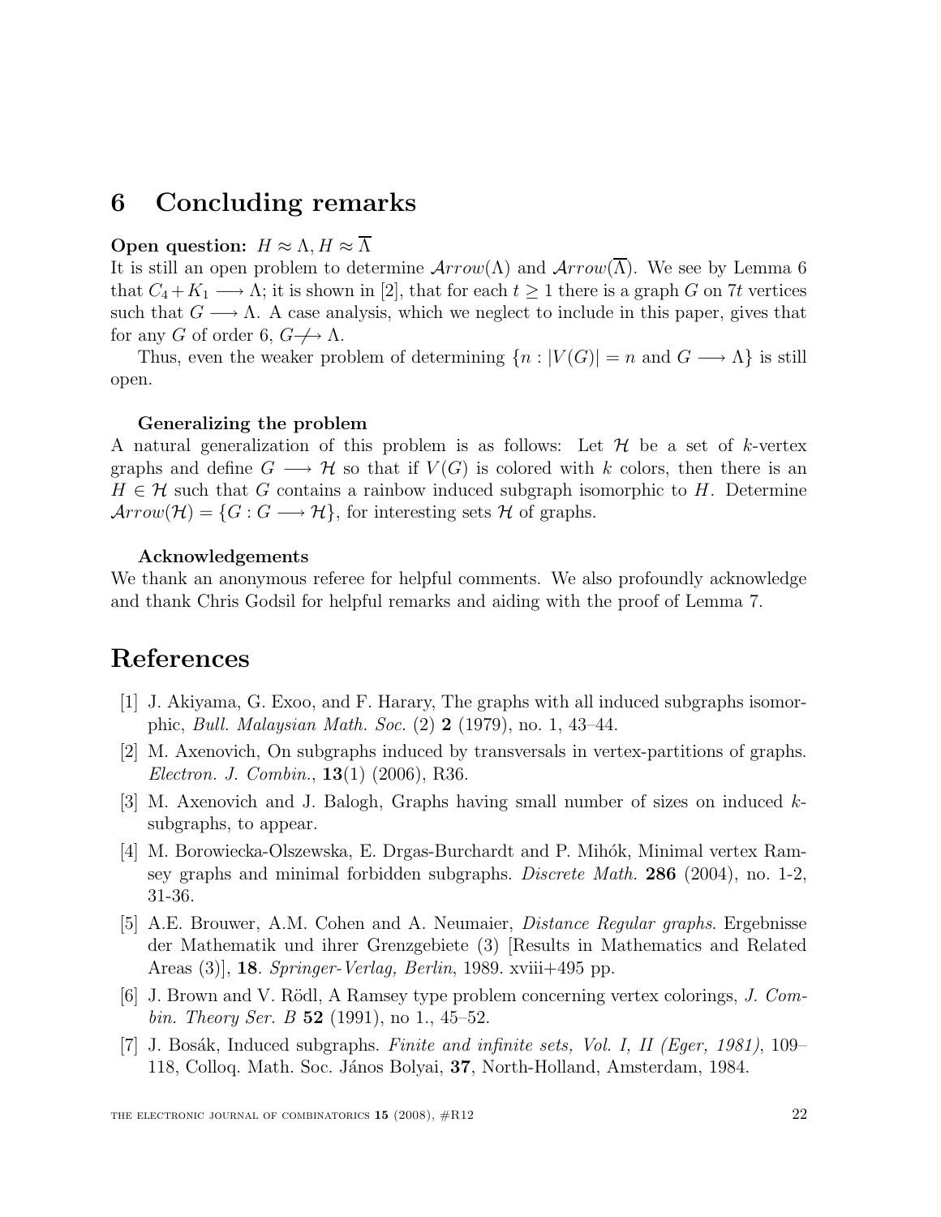## 6 Concluding remarks

**Open question:** $H \approx \Lambda, H \approx \overline{\Lambda}$

It is still an open problem to determine $\mathcal{A}rrow(\Lambda)$ and $\mathcal{A}rrow(\overline{\Lambda})$. We see by Lemma 6 that $C_4 + K_1 \longrightarrow \Lambda$; it is shown in [2], that for each $t \geq 1$ there is a graph $G$ on $7t$ vertices such that $G \longrightarrow \Lambda$. A case analysis, which we neglect to include in this paper, gives that for any $G$ of order 6, $G \not\longrightarrow \Lambda$.

Thus, even the weaker problem of determining $\{n : |V(G)| = n \text{ and } G \longrightarrow \Lambda\}$ is still open.

**Generalizing the problem**

A natural generalization of this problem is as follows: Let $\mathcal{H}$ be a set of $k$-vertex graphs and define $G \longrightarrow \mathcal{H}$ so that if $V(G)$ is colored with $k$ colors, then there is an $H \in \mathcal{H}$ such that $G$ contains a rainbow induced subgraph isomorphic to $H$. Determine $\mathcal{A}rrow(\mathcal{H}) = \{G : G \longrightarrow \mathcal{H}\}$, for interesting sets $\mathcal{H}$ of graphs.

**Acknowledgements**

We thank an anonymous referee for helpful comments. We also profoundly acknowledge and thank Chris Godsil for helpful remarks and aiding with the proof of Lemma 7.

# References

[1] J. Akiyama, G. Exoo, and F. Harary, The graphs with all induced subgraphs isomorphic, *Bull. Malaysian Math. Soc.* (2) **2** (1979), no. 1, 43–44.

[2] M. Axenovich, On subgraphs induced by transversals in vertex-partitions of graphs. *Electron. J. Combin.*, **13**(1) (2006), R36.

[3] M. Axenovich and J. Balogh, Graphs having small number of sizes on induced $k$-subgraphs, to appear.

[4] M. Borowiecka-Olszewska, E. Drgas-Burchardt and P. Mihók, Minimal vertex Ramsey graphs and minimal forbidden subgraphs. *Discrete Math.* **286** (2004), no. 1-2, 31-36.

[5] A.E. Brouwer, A.M. Cohen and A. Neumaier, *Distance Regular graphs*. Ergebnisse der Mathematik und ihrer Grenzgebiete (3) [Results in Mathematics and Related Areas (3)], **18**. *Springer-Verlag, Berlin*, 1989. xviii+495 pp.

[6] J. Brown and V. Rödl, A Ramsey type problem concerning vertex colorings, *J. Combin. Theory Ser. B* **52** (1991), no 1., 45–52.

[7] J. Bosák, Induced subgraphs. *Finite and infinite sets, Vol. I, II (Eger, 1981)*, 109–118, Colloq. Math. Soc. János Bolyai, **37**, North-Holland, Amsterdam, 1984.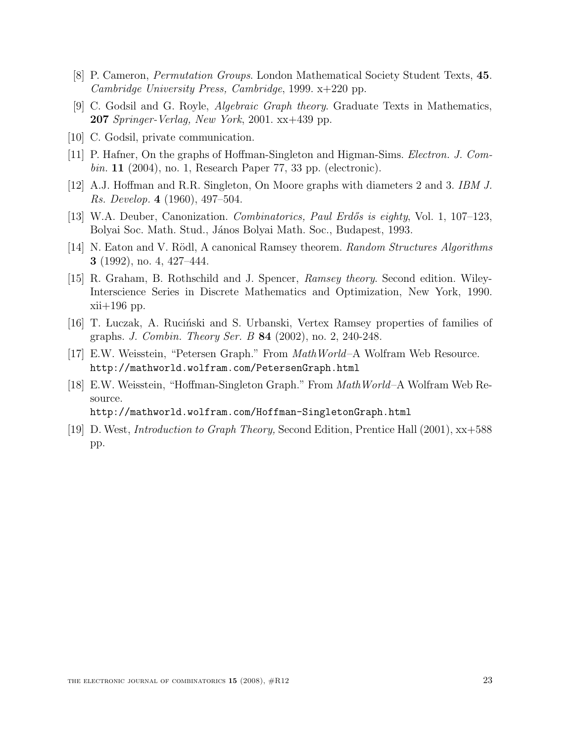[8] P. Cameron, *Permutation Groups*. London Mathematical Society Student Texts, **45**. *Cambridge University Press, Cambridge*, 1999. x+220 pp.

[9] C. Godsil and G. Royle, *Algebraic Graph theory*. Graduate Texts in Mathematics, **207** *Springer-Verlag, New York*, 2001. xx+439 pp.

[10] C. Godsil, private communication.

[11] P. Hafner, On the graphs of Hoffman-Singleton and Higman-Sims. *Electron. J. Combin.* **11** (2004), no. 1, Research Paper 77, 33 pp. (electronic).

[12] A.J. Hoffman and R.R. Singleton, On Moore graphs with diameters 2 and 3. *IBM J. Rs. Develop.* **4** (1960), 497–504.

[13] W.A. Deuber, Canonization. *Combinatorics, Paul Erdős is eighty*, Vol. 1, 107–123, Bolyai Soc. Math. Stud., János Bolyai Math. Soc., Budapest, 1993.

[14] N. Eaton and V. Rödl, A canonical Ramsey theorem. *Random Structures Algorithms* **3** (1992), no. 4, 427–444.

[15] R. Graham, B. Rothschild and J. Spencer, *Ramsey theory*. Second edition. Wiley-Interscience Series in Discrete Mathematics and Optimization, New York, 1990. xii+196 pp.

[16] T. Łuczak, A. Ruciński and S. Urbanski, Vertex Ramsey properties of families of graphs. *J. Combin. Theory Ser. B* **84** (2002), no. 2, 240-248.

[17] E.W. Weisstein, "Petersen Graph." From *MathWorld*–A Wolfram Web Resource. http://mathworld.wolfram.com/PetersenGraph.html

[18] E.W. Weisstein, "Hoffman-Singleton Graph." From *MathWorld*–A Wolfram Web Resource. http://mathworld.wolfram.com/Hoffman-SingletonGraph.html

[19] D. West, *Introduction to Graph Theory,* Second Edition, Prentice Hall (2001), xx+588 pp.